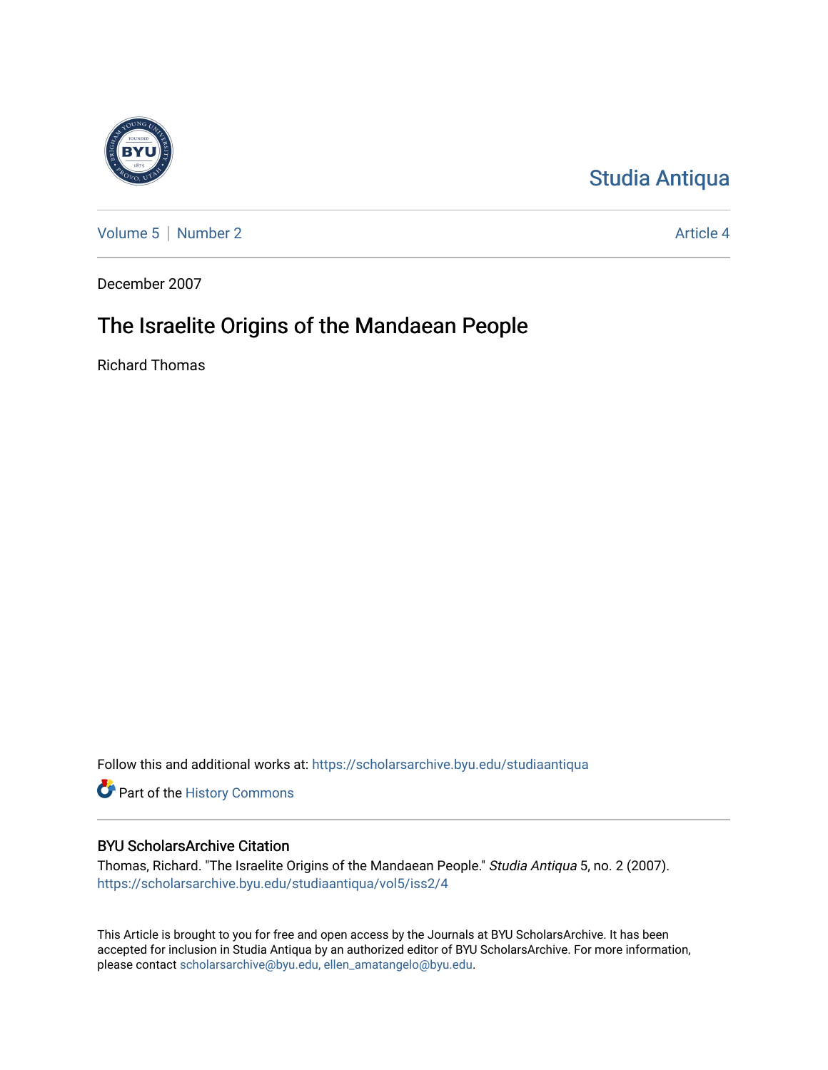Studia Antiqua

Volume 5 | Number 2 — Article 4

December 2007

# The Israelite Origins of the Mandaean People

Richard Thomas

Follow this and additional works at: https://scholarsarchive.byu.edu/studiaantiqua

Part of the History Commons

### BYU ScholarsArchive Citation

Thomas, Richard. "The Israelite Origins of the Mandaean People." *Studia Antiqua* 5, no. 2 (2007). https://scholarsarchive.byu.edu/studiaantiqua/vol5/iss2/4

This Article is brought to you for free and open access by the Journals at BYU ScholarsArchive. It has been accepted for inclusion in Studia Antiqua by an authorized editor of BYU ScholarsArchive. For more information, please contact scholarsarchive@byu.edu, ellen_amatangelo@byu.edu.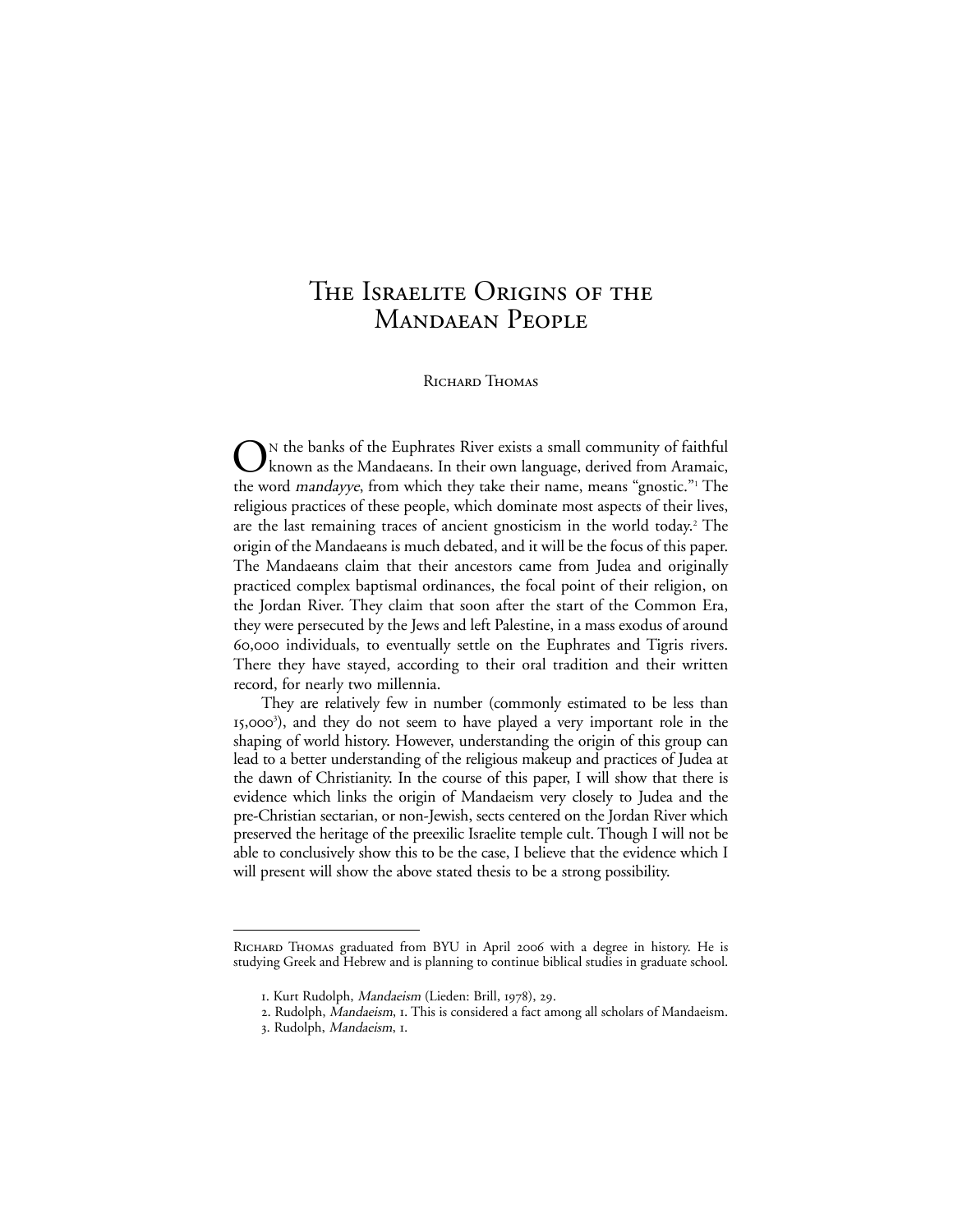# The Israelite Origins of the Mandaean People

Richard Thomas

On the banks of the Euphrates River exists a small community of faithful known as the Mandaeans. In their own language, derived from Aramaic, the word *mandayye*, from which they take their name, means "gnostic."[1] The religious practices of these people, which dominate most aspects of their lives, are the last remaining traces of ancient gnosticism in the world today.[2] The origin of the Mandaeans is much debated, and it will be the focus of this paper. The Mandaeans claim that their ancestors came from Judea and originally practiced complex baptismal ordinances, the focal point of their religion, on the Jordan River. They claim that soon after the start of the Common Era, they were persecuted by the Jews and left Palestine, in a mass exodus of around 60,000 individuals, to eventually settle on the Euphrates and Tigris rivers. There they have stayed, according to their oral tradition and their written record, for nearly two millennia.

They are relatively few in number (commonly estimated to be less than 15,000[3]), and they do not seem to have played a very important role in the shaping of world history. However, understanding the origin of this group can lead to a better understanding of the religious makeup and practices of Judea at the dawn of Christianity. In the course of this paper, I will show that there is evidence which links the origin of Mandaeism very closely to Judea and the pre-Christian sectarian, or non-Jewish, sects centered on the Jordan River which preserved the heritage of the preexilic Israelite temple cult. Though I will not be able to conclusively show this to be the case, I believe that the evidence which I will present will show the above stated thesis to be a strong possibility.

---

Richard Thomas graduated from BYU in April 2006 with a degree in history. He is studying Greek and Hebrew and is planning to continue biblical studies in graduate school.

1. Kurt Rudolph, *Mandaeism* (Lieden: Brill, 1978), 29.
2. Rudolph, *Mandaeism*, 1. This is considered a fact among all scholars of Mandaeism.
3. Rudolph, *Mandaeism*, 1.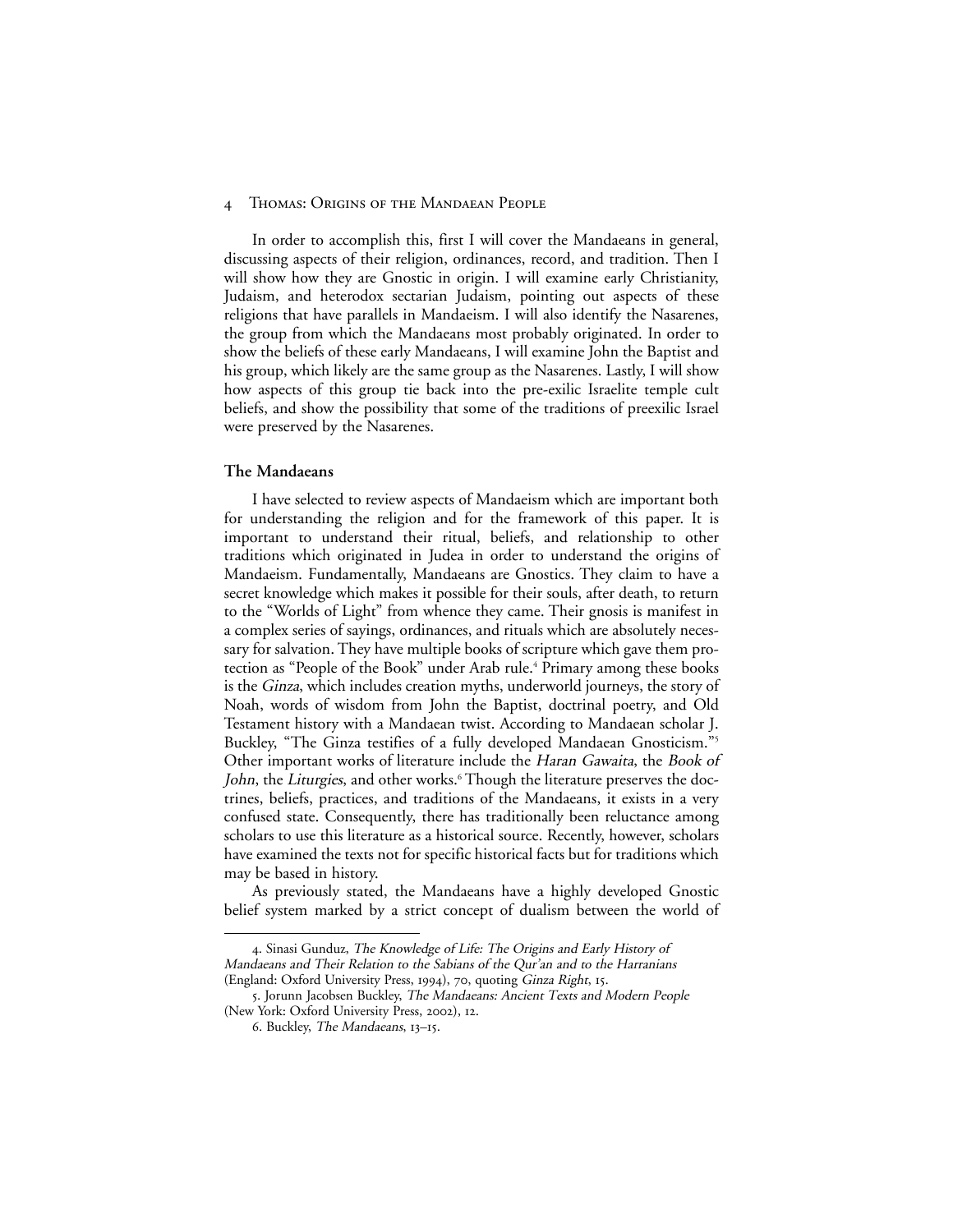In order to accomplish this, first I will cover the Mandaeans in general, discussing aspects of their religion, ordinances, record, and tradition. Then I will show how they are Gnostic in origin. I will examine early Christianity, Judaism, and heterodox sectarian Judaism, pointing out aspects of these religions that have parallels in Mandaeism. I will also identify the Nasarenes, the group from which the Mandaeans most probably originated. In order to show the beliefs of these early Mandaeans, I will examine John the Baptist and his group, which likely are the same group as the Nasarenes. Lastly, I will show how aspects of this group tie back into the pre-exilic Israelite temple cult beliefs, and show the possibility that some of the traditions of preexilic Israel were preserved by the Nasarenes.

## The Mandaeans

I have selected to review aspects of Mandaeism which are important both for understanding the religion and for the framework of this paper. It is important to understand their ritual, beliefs, and relationship to other traditions which originated in Judea in order to understand the origins of Mandaeism. Fundamentally, Mandaeans are Gnostics. They claim to have a secret knowledge which makes it possible for their souls, after death, to return to the "Worlds of Light" from whence they came. Their gnosis is manifest in a complex series of sayings, ordinances, and rituals which are absolutely necessary for salvation. They have multiple books of scripture which gave them protection as "People of the Book" under Arab rule.[4] Primary among these books is the *Ginza*, which includes creation myths, underworld journeys, the story of Noah, words of wisdom from John the Baptist, doctrinal poetry, and Old Testament history with a Mandaean twist. According to Mandaean scholar J. Buckley, "The Ginza testifies of a fully developed Mandaean Gnosticism."[5] Other important works of literature include the *Haran Gawaita*, the *Book of John*, the *Liturgies*, and other works.[6] Though the literature preserves the doctrines, beliefs, practices, and traditions of the Mandaeans, it exists in a very confused state. Consequently, there has traditionally been reluctance among scholars to use this literature as a historical source. Recently, however, scholars have examined the texts not for specific historical facts but for traditions which may be based in history.

As previously stated, the Mandaeans have a highly developed Gnostic belief system marked by a strict concept of dualism between the world of

---

4. Sinasi Gunduz, *The Knowledge of Life: The Origins and Early History of Mandaeans and Their Relation to the Sabians of the Qur'an and to the Harranians* (England: Oxford University Press, 1994), 70, quoting *Ginza Right*, 15.

5. Jorunn Jacobsen Buckley, *The Mandaeans: Ancient Texts and Modern People* (New York: Oxford University Press, 2002), 12.

6. Buckley, *The Mandaeans*, 13–15.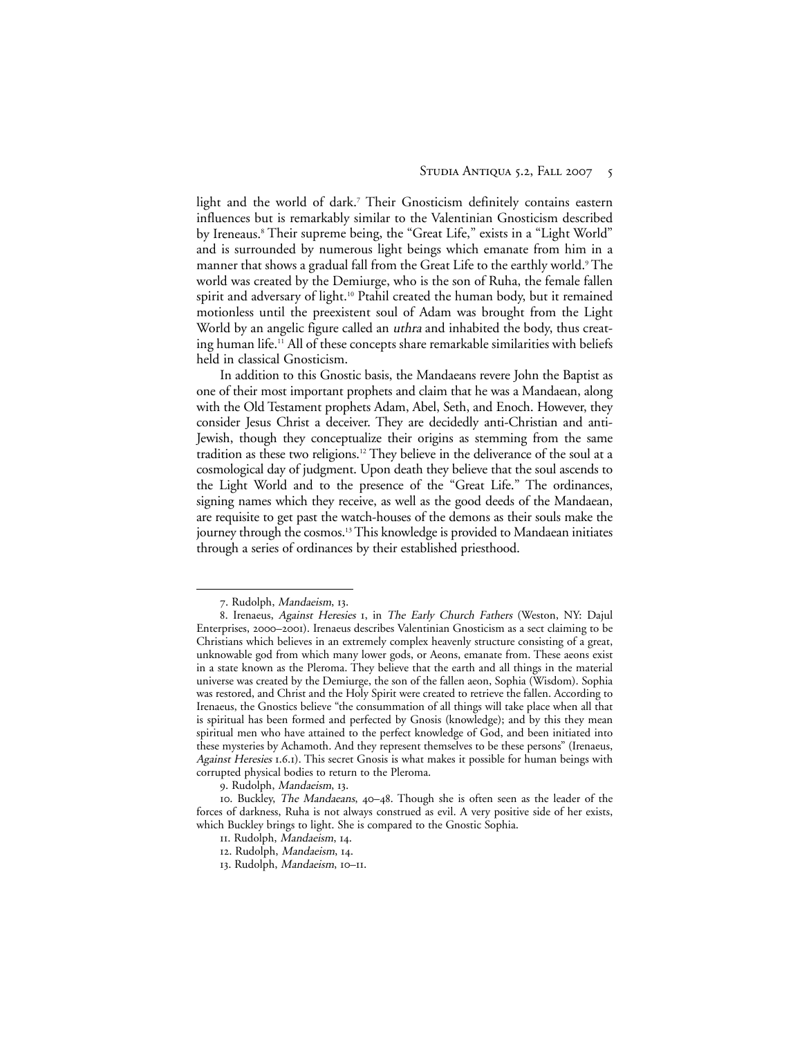light and the world of dark.[7] Their Gnosticism definitely contains eastern influences but is remarkably similar to the Valentinian Gnosticism described by Ireneaus.[8] Their supreme being, the "Great Life," exists in a "Light World" and is surrounded by numerous light beings which emanate from him in a manner that shows a gradual fall from the Great Life to the earthly world.[9] The world was created by the Demiurge, who is the son of Ruha, the female fallen spirit and adversary of light.[10] Ptahil created the human body, but it remained motionless until the preexistent soul of Adam was brought from the Light World by an angelic figure called an *uthra* and inhabited the body, thus creating human life.[11] All of these concepts share remarkable similarities with beliefs held in classical Gnosticism.

In addition to this Gnostic basis, the Mandaeans revere John the Baptist as one of their most important prophets and claim that he was a Mandaean, along with the Old Testament prophets Adam, Abel, Seth, and Enoch. However, they consider Jesus Christ a deceiver. They are decidedly anti-Christian and anti-Jewish, though they conceptualize their origins as stemming from the same tradition as these two religions.[12] They believe in the deliverance of the soul at a cosmological day of judgment. Upon death they believe that the soul ascends to the Light World and to the presence of the "Great Life." The ordinances, signing names which they receive, as well as the good deeds of the Mandaean, are requisite to get past the watch-houses of the demons as their souls make the journey through the cosmos.[13] This knowledge is provided to Mandaean initiates through a series of ordinances by their established priesthood.

---

7. Rudolph, *Mandaeism*, 13.

8. Irenaeus, *Against Heresies* 1, in *The Early Church Fathers* (Weston, NY: Dajul Enterprises, 2000–2001). Irenaeus describes Valentinian Gnosticism as a sect claiming to be Christians which believes in an extremely complex heavenly structure consisting of a great, unknowable god from which many lower gods, or Aeons, emanate from. These aeons exist in a state known as the Pleroma. They believe that the earth and all things in the material universe was created by the Demiurge, the son of the fallen aeon, Sophia (Wisdom). Sophia was restored, and Christ and the Holy Spirit were created to retrieve the fallen. According to Irenaeus, the Gnostics believe "the consummation of all things will take place when all that is spiritual has been formed and perfected by Gnosis (knowledge); and by this they mean spiritual men who have attained to the perfect knowledge of God, and been initiated into these mysteries by Achamoth. And they represent themselves to be these persons" (Irenaeus, *Against Heresies* 1.6.1). This secret Gnosis is what makes it possible for human beings with corrupted physical bodies to return to the Pleroma.

9. Rudolph, *Mandaeism*, 13.

10. Buckley, *The Mandaeans*, 40–48. Though she is often seen as the leader of the forces of darkness, Ruha is not always construed as evil. A very positive side of her exists, which Buckley brings to light. She is compared to the Gnostic Sophia.

11. Rudolph, *Mandaeism*, 14.

12. Rudolph, *Mandaeism*, 14.

13. Rudolph, *Mandaeism*, 10–11.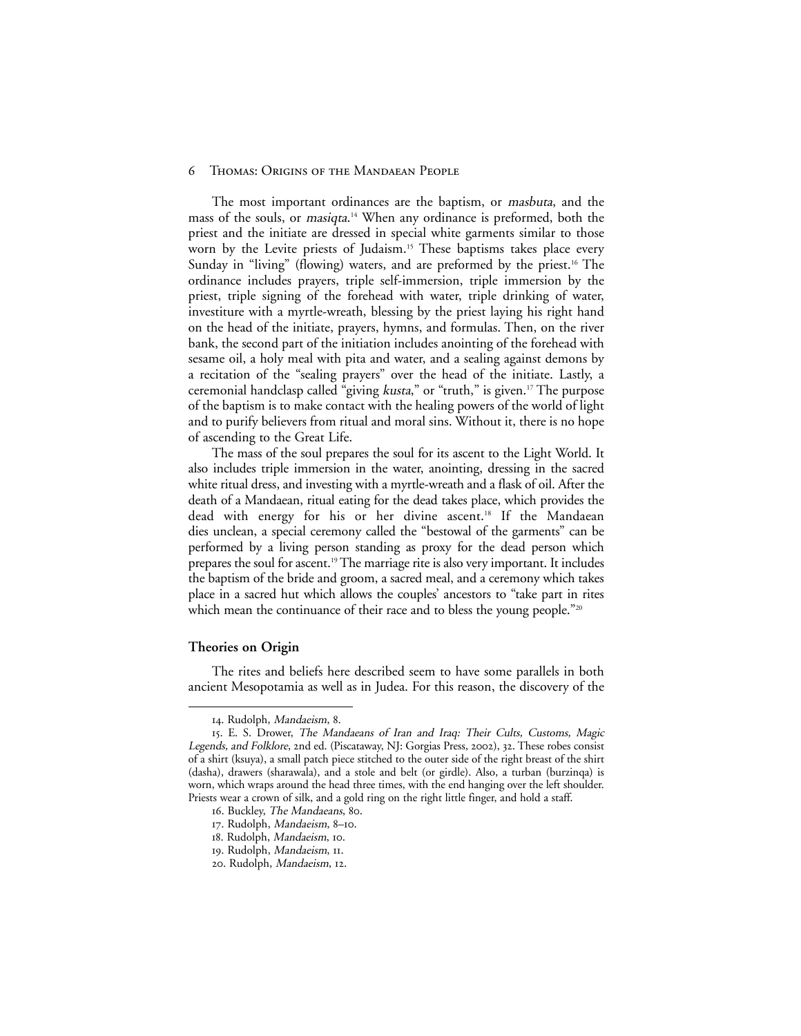The most important ordinances are the baptism, or *masbuta*, and the mass of the souls, or *masiqta*.[14] When any ordinance is preformed, both the priest and the initiate are dressed in special white garments similar to those worn by the Levite priests of Judaism.[15] These baptisms takes place every Sunday in "living" (flowing) waters, and are preformed by the priest.[16] The ordinance includes prayers, triple self-immersion, triple immersion by the priest, triple signing of the forehead with water, triple drinking of water, investiture with a myrtle-wreath, blessing by the priest laying his right hand on the head of the initiate, prayers, hymns, and formulas. Then, on the river bank, the second part of the initiation includes anointing of the forehead with sesame oil, a holy meal with pita and water, and a sealing against demons by a recitation of the "sealing prayers" over the head of the initiate. Lastly, a ceremonial handclasp called "giving *kusta*," or "truth," is given.[17] The purpose of the baptism is to make contact with the healing powers of the world of light and to purify believers from ritual and moral sins. Without it, there is no hope of ascending to the Great Life.

The mass of the soul prepares the soul for its ascent to the Light World. It also includes triple immersion in the water, anointing, dressing in the sacred white ritual dress, and investing with a myrtle-wreath and a flask of oil. After the death of a Mandaean, ritual eating for the dead takes place, which provides the dead with energy for his or her divine ascent.[18] If the Mandaean dies unclean, a special ceremony called the "bestowal of the garments" can be performed by a living person standing as proxy for the dead person which prepares the soul for ascent.[19] The marriage rite is also very important. It includes the baptism of the bride and groom, a sacred meal, and a ceremony which takes place in a sacred hut which allows the couples' ancestors to "take part in rites which mean the continuance of their race and to bless the young people."[20]

## Theories on Origin

The rites and beliefs here described seem to have some parallels in both ancient Mesopotamia as well as in Judea. For this reason, the discovery of the

---

14. Rudolph, *Mandaeism*, 8.

15. E. S. Drower, *The Mandaeans of Iran and Iraq: Their Cults, Customs, Magic Legends, and Folklore*, 2nd ed. (Piscataway, NJ: Gorgias Press, 2002), 32. These robes consist of a shirt (ksuya), a small patch piece stitched to the outer side of the right breast of the shirt (dasha), drawers (sharawala), and a stole and belt (or girdle). Also, a turban (burzinqa) is worn, which wraps around the head three times, with the end hanging over the left shoulder. Priests wear a crown of silk, and a gold ring on the right little finger, and hold a staff.

16. Buckley, *The Mandaeans*, 80.

17. Rudolph, *Mandaeism*, 8–10.

18. Rudolph, *Mandaeism*, 10.

19. Rudolph, *Mandaeism*, 11.

20. Rudolph, *Mandaeism*, 12.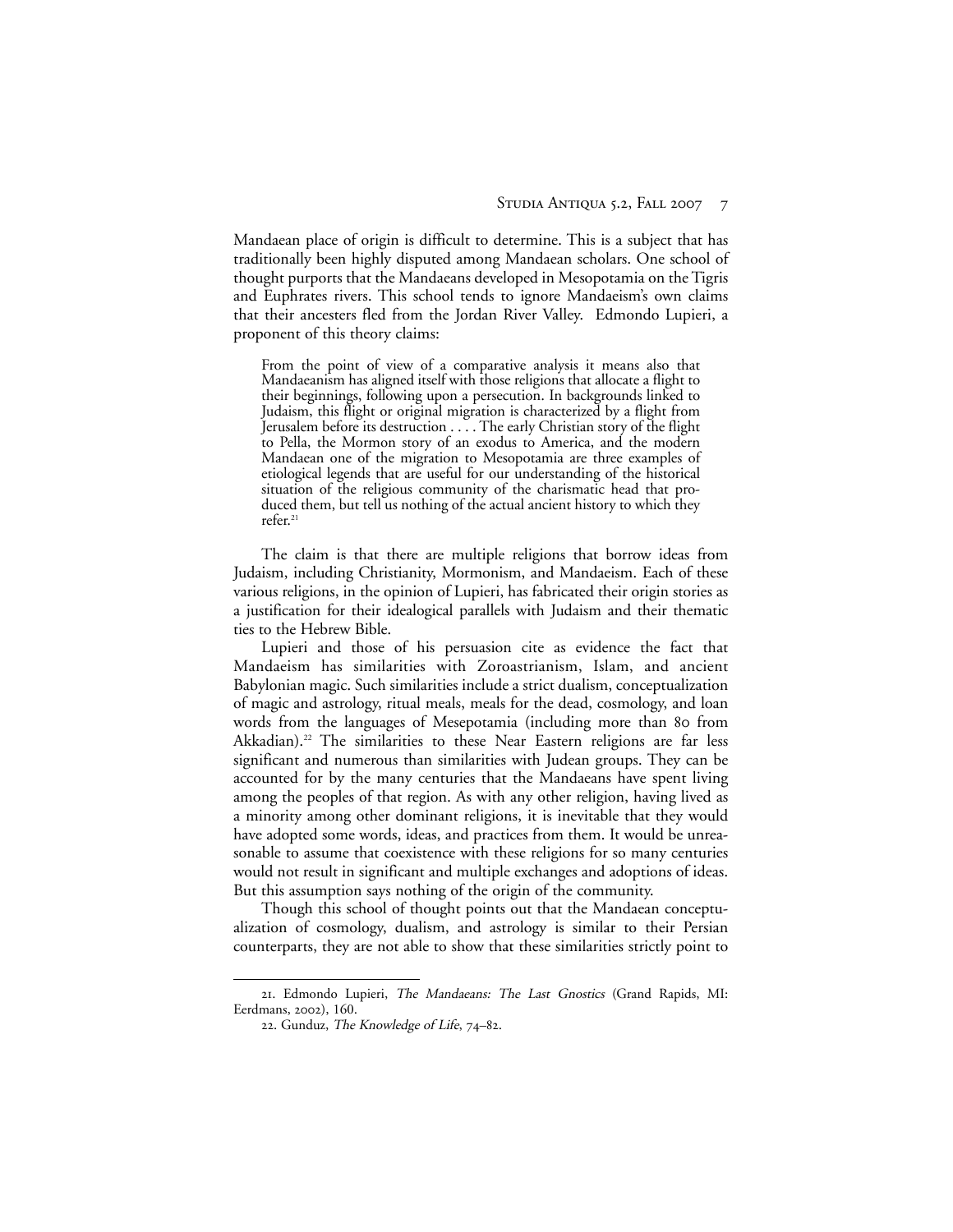Mandaean place of origin is difficult to determine. This is a subject that has traditionally been highly disputed among Mandaean scholars. One school of thought purports that the Mandaeans developed in Mesopotamia on the Tigris and Euphrates rivers. This school tends to ignore Mandaeism's own claims that their ancesters fled from the Jordan River Valley. Edmondo Lupieri, a proponent of this theory claims:

> From the point of view of a comparative analysis it means also that Mandaeanism has aligned itself with those religions that allocate a flight to their beginnings, following upon a persecution. In backgrounds linked to Judaism, this flight or original migration is characterized by a flight from Jerusalem before its destruction . . . . The early Christian story of the flight to Pella, the Mormon story of an exodus to America, and the modern Mandaean one of the migration to Mesopotamia are three examples of etiological legends that are useful for our understanding of the historical situation of the religious community of the charismatic head that produced them, but tell us nothing of the actual ancient history to which they refer.[21]

The claim is that there are multiple religions that borrow ideas from Judaism, including Christianity, Mormonism, and Mandaeism. Each of these various religions, in the opinion of Lupieri, has fabricated their origin stories as a justification for their idealogical parallels with Judaism and their thematic ties to the Hebrew Bible.

Lupieri and those of his persuasion cite as evidence the fact that Mandaeism has similarities with Zoroastrianism, Islam, and ancient Babylonian magic. Such similarities include a strict dualism, conceptualization of magic and astrology, ritual meals, meals for the dead, cosmology, and loan words from the languages of Mesepotamia (including more than 80 from Akkadian).[22] The similarities to these Near Eastern religions are far less significant and numerous than similarities with Judean groups. They can be accounted for by the many centuries that the Mandaeans have spent living among the peoples of that region. As with any other religion, having lived as a minority among other dominant religions, it is inevitable that they would have adopted some words, ideas, and practices from them. It would be unreasonable to assume that coexistence with these religions for so many centuries would not result in significant and multiple exchanges and adoptions of ideas. But this assumption says nothing of the origin of the community.

Though this school of thought points out that the Mandaean conceptualization of cosmology, dualism, and astrology is similar to their Persian counterparts, they are not able to show that these similarities strictly point to

---

21. Edmondo Lupieri, *The Mandaeans: The Last Gnostics* (Grand Rapids, MI: Eerdmans, 2002), 160.

22. Gunduz, *The Knowledge of Life*, 74–82.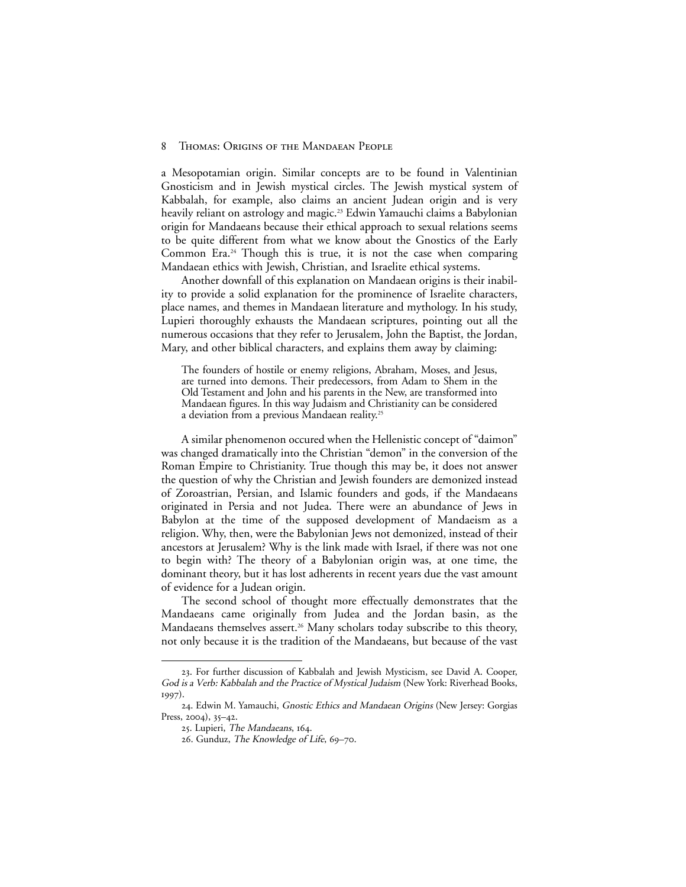a Mesopotamian origin. Similar concepts are to be found in Valentinian Gnosticism and in Jewish mystical circles. The Jewish mystical system of Kabbalah, for example, also claims an ancient Judean origin and is very heavily reliant on astrology and magic.[23] Edwin Yamauchi claims a Babylonian origin for Mandaeans because their ethical approach to sexual relations seems to be quite different from what we know about the Gnostics of the Early Common Era.[24] Though this is true, it is not the case when comparing Mandaean ethics with Jewish, Christian, and Israelite ethical systems.

Another downfall of this explanation on Mandaean origins is their inability to provide a solid explanation for the prominence of Israelite characters, place names, and themes in Mandaean literature and mythology. In his study, Lupieri thoroughly exhausts the Mandaean scriptures, pointing out all the numerous occasions that they refer to Jerusalem, John the Baptist, the Jordan, Mary, and other biblical characters, and explains them away by claiming:

> The founders of hostile or enemy religions, Abraham, Moses, and Jesus, are turned into demons. Their predecessors, from Adam to Shem in the Old Testament and John and his parents in the New, are transformed into Mandaean figures. In this way Judaism and Christianity can be considered a deviation from a previous Mandaean reality.[25]

A similar phenomenon occured when the Hellenistic concept of "daimon" was changed dramatically into the Christian "demon" in the conversion of the Roman Empire to Christianity. True though this may be, it does not answer the question of why the Christian and Jewish founders are demonized instead of Zoroastrian, Persian, and Islamic founders and gods, if the Mandaeans originated in Persia and not Judea. There were an abundance of Jews in Babylon at the time of the supposed development of Mandaeism as a religion. Why, then, were the Babylonian Jews not demonized, instead of their ancestors at Jerusalem? Why is the link made with Israel, if there was not one to begin with? The theory of a Babylonian origin was, at one time, the dominant theory, but it has lost adherents in recent years due the vast amount of evidence for a Judean origin.

The second school of thought more effectually demonstrates that the Mandaeans came originally from Judea and the Jordan basin, as the Mandaeans themselves assert.[26] Many scholars today subscribe to this theory, not only because it is the tradition of the Mandaeans, but because of the vast

---

23. For further discussion of Kabbalah and Jewish Mysticism, see David A. Cooper, *God is a Verb: Kabbalah and the Practice of Mystical Judaism* (New York: Riverhead Books, 1997).

24. Edwin M. Yamauchi, *Gnostic Ethics and Mandaean Origins* (New Jersey: Gorgias Press, 2004), 35–42.

25. Lupieri, *The Mandaeans*, 164.

26. Gunduz, *The Knowledge of Life*, 69–70.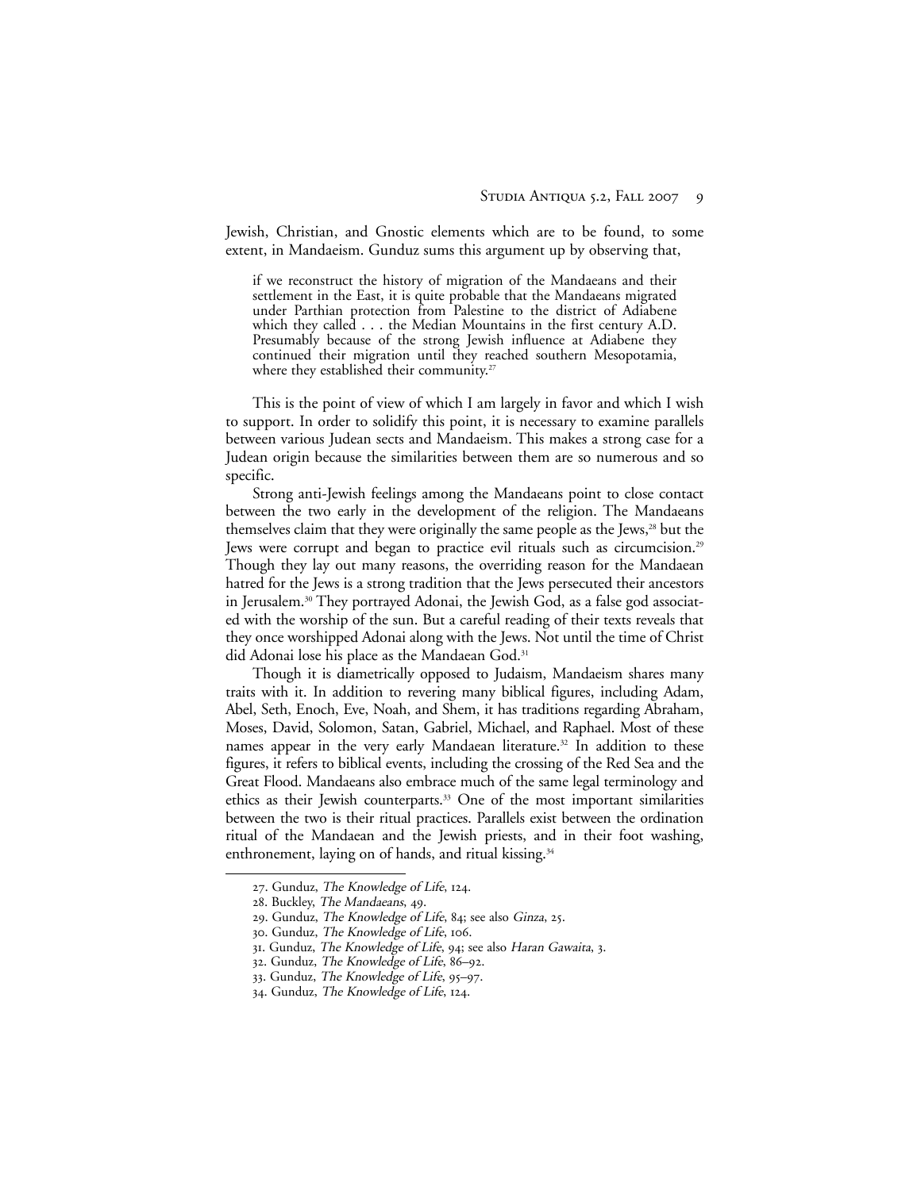Jewish, Christian, and Gnostic elements which are to be found, to some extent, in Mandaeism. Gunduz sums this argument up by observing that,

> if we reconstruct the history of migration of the Mandaeans and their settlement in the East, it is quite probable that the Mandaeans migrated under Parthian protection from Palestine to the district of Adiabene which they called . . . the Median Mountains in the first century A.D. Presumably because of the strong Jewish influence at Adiabene they continued their migration until they reached southern Mesopotamia, where they established their community.[27]

This is the point of view of which I am largely in favor and which I wish to support. In order to solidify this point, it is necessary to examine parallels between various Judean sects and Mandaeism. This makes a strong case for a Judean origin because the similarities between them are so numerous and so specific.

Strong anti-Jewish feelings among the Mandaeans point to close contact between the two early in the development of the religion. The Mandaeans themselves claim that they were originally the same people as the Jews,[28] but the Jews were corrupt and began to practice evil rituals such as circumcision.[29] Though they lay out many reasons, the overriding reason for the Mandaean hatred for the Jews is a strong tradition that the Jews persecuted their ancestors in Jerusalem.[30] They portrayed Adonai, the Jewish God, as a false god associated with the worship of the sun. But a careful reading of their texts reveals that they once worshipped Adonai along with the Jews. Not until the time of Christ did Adonai lose his place as the Mandaean God.[31]

Though it is diametrically opposed to Judaism, Mandaeism shares many traits with it. In addition to revering many biblical figures, including Adam, Abel, Seth, Enoch, Eve, Noah, and Shem, it has traditions regarding Abraham, Moses, David, Solomon, Satan, Gabriel, Michael, and Raphael. Most of these names appear in the very early Mandaean literature.[32] In addition to these figures, it refers to biblical events, including the crossing of the Red Sea and the Great Flood. Mandaeans also embrace much of the same legal terminology and ethics as their Jewish counterparts.[33] One of the most important similarities between the two is their ritual practices. Parallels exist between the ordination ritual of the Mandaean and the Jewish priests, and in their foot washing, enthronement, laying on of hands, and ritual kissing.[34]

---

27. Gunduz, *The Knowledge of Life*, 124.
28. Buckley, *The Mandaeans*, 49.
29. Gunduz, *The Knowledge of Life*, 84; see also *Ginza*, 25.
30. Gunduz, *The Knowledge of Life*, 106.
31. Gunduz, *The Knowledge of Life*, 94; see also *Haran Gawaita*, 3.
32. Gunduz, *The Knowledge of Life*, 86–92.
33. Gunduz, *The Knowledge of Life*, 95–97.
34. Gunduz, *The Knowledge of Life*, 124.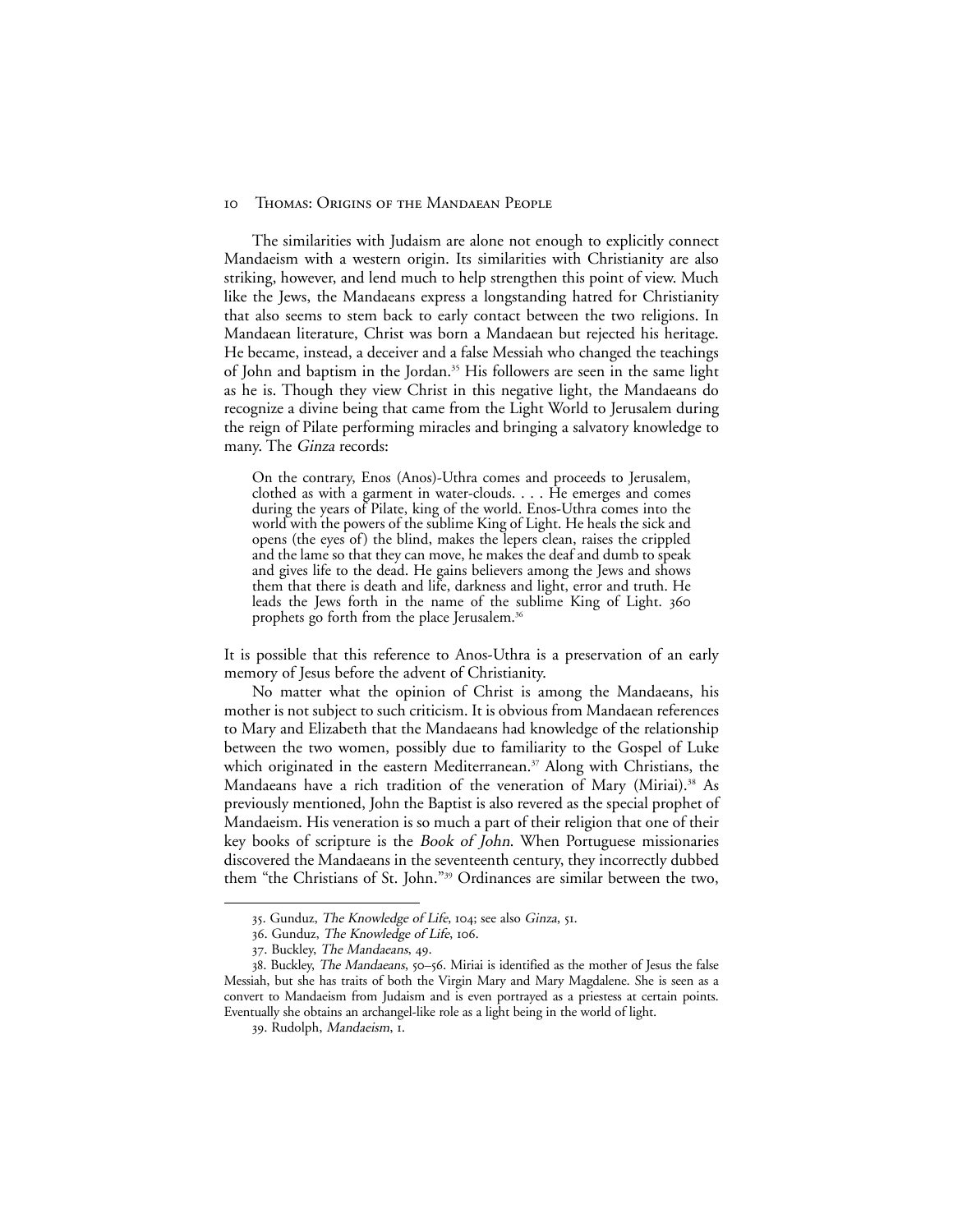The similarities with Judaism are alone not enough to explicitly connect Mandaeism with a western origin. Its similarities with Christianity are also striking, however, and lend much to help strengthen this point of view. Much like the Jews, the Mandaeans express a longstanding hatred for Christianity that also seems to stem back to early contact between the two religions. In Mandaean literature, Christ was born a Mandaean but rejected his heritage. He became, instead, a deceiver and a false Messiah who changed the teachings of John and baptism in the Jordan.[35] His followers are seen in the same light as he is. Though they view Christ in this negative light, the Mandaeans do recognize a divine being that came from the Light World to Jerusalem during the reign of Pilate performing miracles and bringing a salvatory knowledge to many. The *Ginza* records:

> On the contrary, Enos (Anos)-Uthra comes and proceeds to Jerusalem, clothed as with a garment in water-clouds. . . . He emerges and comes during the years of Pilate, king of the world. Enos-Uthra comes into the world with the powers of the sublime King of Light. He heals the sick and opens (the eyes of) the blind, makes the lepers clean, raises the crippled and the lame so that they can move, he makes the deaf and dumb to speak and gives life to the dead. He gains believers among the Jews and shows them that there is death and life, darkness and light, error and truth. He leads the Jews forth in the name of the sublime King of Light. 360 prophets go forth from the place Jerusalem.[36]

It is possible that this reference to Anos-Uthra is a preservation of an early memory of Jesus before the advent of Christianity.

No matter what the opinion of Christ is among the Mandaeans, his mother is not subject to such criticism. It is obvious from Mandaean references to Mary and Elizabeth that the Mandaeans had knowledge of the relationship between the two women, possibly due to familiarity to the Gospel of Luke which originated in the eastern Mediterranean.[37] Along with Christians, the Mandaeans have a rich tradition of the veneration of Mary (Miriai).[38] As previously mentioned, John the Baptist is also revered as the special prophet of Mandaeism. His veneration is so much a part of their religion that one of their key books of scripture is the *Book of John*. When Portuguese missionaries discovered the Mandaeans in the seventeenth century, they incorrectly dubbed them "the Christians of St. John."[39] Ordinances are similar between the two,

---

35. Gunduz, *The Knowledge of Life*, 104; see also *Ginza*, 51.

36. Gunduz, *The Knowledge of Life*, 106.

37. Buckley, *The Mandaeans*, 49.

38. Buckley, *The Mandaeans*, 50–56. Miriai is identified as the mother of Jesus the false Messiah, but she has traits of both the Virgin Mary and Mary Magdalene. She is seen as a convert to Mandaeism from Judaism and is even portrayed as a priestess at certain points. Eventually she obtains an archangel-like role as a light being in the world of light.

39. Rudolph, *Mandaeism*, 1.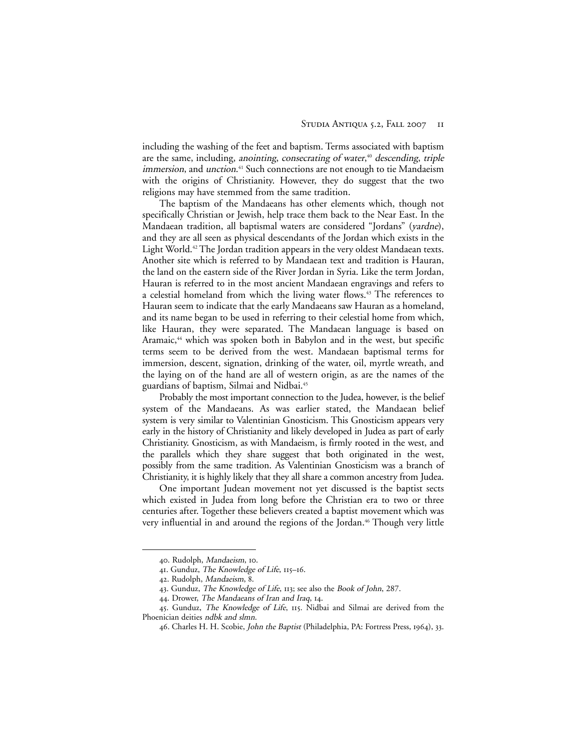including the washing of the feet and baptism. Terms associated with baptism are the same, including, *anointing*, *consecrating of water*,[40] *descending*, *triple immersion*, and *unction*.[41] Such connections are not enough to tie Mandaeism with the origins of Christianity. However, they do suggest that the two religions may have stemmed from the same tradition.

The baptism of the Mandaeans has other elements which, though not specifically Christian or Jewish, help trace them back to the Near East. In the Mandaean tradition, all baptismal waters are considered "Jordans" (*yardne*), and they are all seen as physical descendants of the Jordan which exists in the Light World.[42] The Jordan tradition appears in the very oldest Mandaean texts. Another site which is referred to by Mandaean text and tradition is Hauran, the land on the eastern side of the River Jordan in Syria. Like the term Jordan, Hauran is referred to in the most ancient Mandaean engravings and refers to a celestial homeland from which the living water flows.[43] The references to Hauran seem to indicate that the early Mandaeans saw Hauran as a homeland, and its name began to be used in referring to their celestial home from which, like Hauran, they were separated. The Mandaean language is based on Aramaic,[44] which was spoken both in Babylon and in the west, but specific terms seem to be derived from the west. Mandaean baptismal terms for immersion, descent, signation, drinking of the water, oil, myrtle wreath, and the laying on of the hand are all of western origin, as are the names of the guardians of baptism, Silmai and Nidbai.[45]

Probably the most important connection to the Judea, however, is the belief system of the Mandaeans. As was earlier stated, the Mandaean belief system is very similar to Valentinian Gnosticism. This Gnosticism appears very early in the history of Christianity and likely developed in Judea as part of early Christianity. Gnosticism, as with Mandaeism, is firmly rooted in the west, and the parallels which they share suggest that both originated in the west, possibly from the same tradition. As Valentinian Gnosticism was a branch of Christianity, it is highly likely that they all share a common ancestry from Judea.

One important Judean movement not yet discussed is the baptist sects which existed in Judea from long before the Christian era to two or three centuries after. Together these believers created a baptist movement which was very influential in and around the regions of the Jordan.[46] Though very little

---

40. Rudolph, *Mandaeism*, 10.

41. Gunduz, *The Knowledge of Life*, 115–16.

42. Rudolph, *Mandaeism*, 8.

43. Gunduz, *The Knowledge of Life*, 113; see also the *Book of John*, 287.

44. Drower, *The Mandaeans of Iran and Iraq*, 14.

45. Gunduz, *The Knowledge of Life*, 115. Nidbai and Silmai are derived from the Phoenician deities *ndbk and slmn*.

46. Charles H. H. Scobie, *John the Baptist* (Philadelphia, PA: Fortress Press, 1964), 33.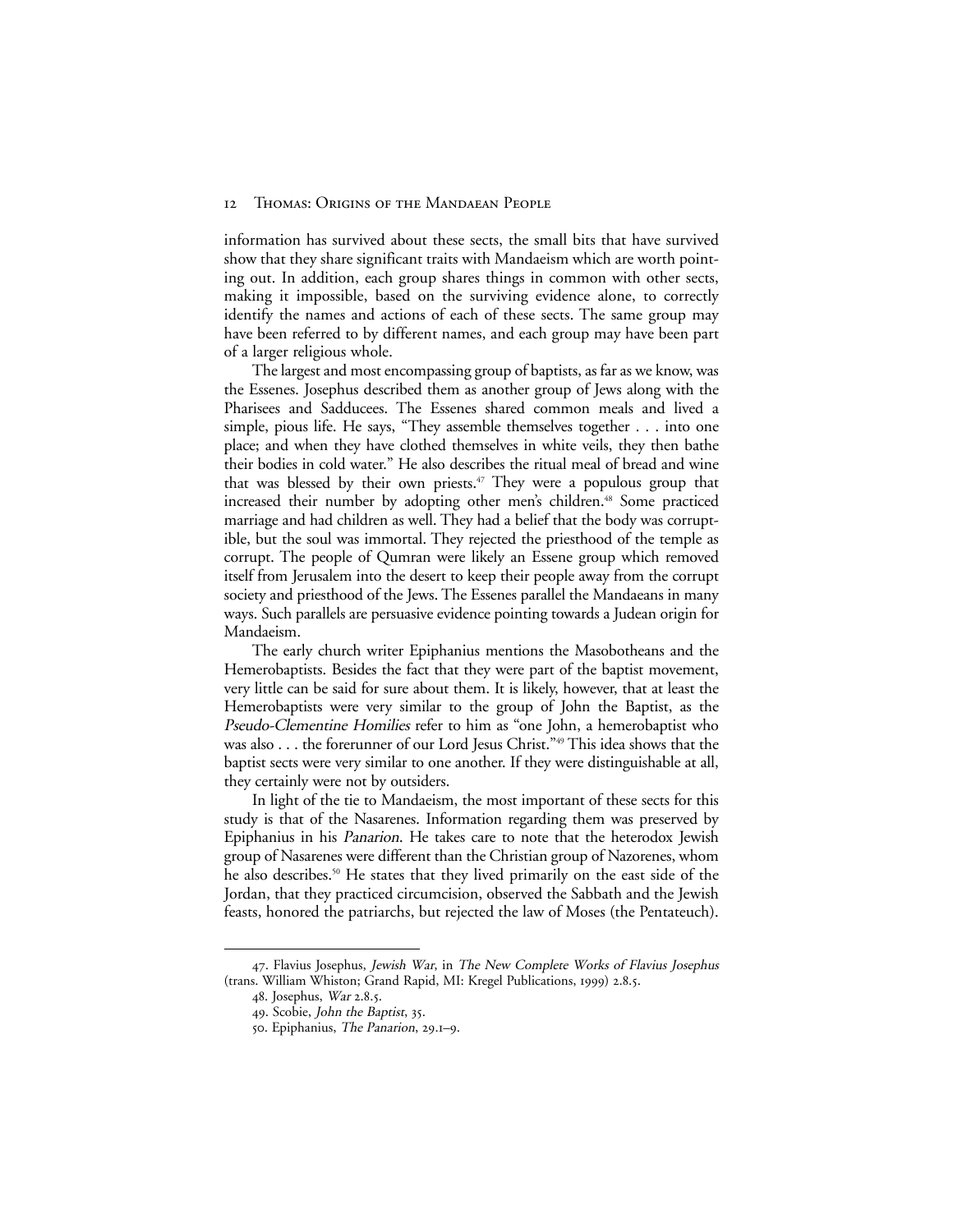information has survived about these sects, the small bits that have survived show that they share significant traits with Mandaeism which are worth pointing out. In addition, each group shares things in common with other sects, making it impossible, based on the surviving evidence alone, to correctly identify the names and actions of each of these sects. The same group may have been referred to by different names, and each group may have been part of a larger religious whole.

The largest and most encompassing group of baptists, as far as we know, was the Essenes. Josephus described them as another group of Jews along with the Pharisees and Sadducees. The Essenes shared common meals and lived a simple, pious life. He says, "They assemble themselves together . . . into one place; and when they have clothed themselves in white veils, they then bathe their bodies in cold water." He also describes the ritual meal of bread and wine that was blessed by their own priests.[47] They were a populous group that increased their number by adopting other men's children.[48] Some practiced marriage and had children as well. They had a belief that the body was corruptible, but the soul was immortal. They rejected the priesthood of the temple as corrupt. The people of Qumran were likely an Essene group which removed itself from Jerusalem into the desert to keep their people away from the corrupt society and priesthood of the Jews. The Essenes parallel the Mandaeans in many ways. Such parallels are persuasive evidence pointing towards a Judean origin for Mandaeism.

The early church writer Epiphanius mentions the Masobotheans and the Hemerobaptists. Besides the fact that they were part of the baptist movement, very little can be said for sure about them. It is likely, however, that at least the Hemerobaptists were very similar to the group of John the Baptist, as the *Pseudo-Clementine Homilies* refer to him as "one John, a hemerobaptist who was also . . . the forerunner of our Lord Jesus Christ."[49] This idea shows that the baptist sects were very similar to one another. If they were distinguishable at all, they certainly were not by outsiders.

In light of the tie to Mandaeism, the most important of these sects for this study is that of the Nasarenes. Information regarding them was preserved by Epiphanius in his *Panarion*. He takes care to note that the heterodox Jewish group of Nasarenes were different than the Christian group of Nazorenes, whom he also describes.[50] He states that they lived primarily on the east side of the Jordan, that they practiced circumcision, observed the Sabbath and the Jewish feasts, honored the patriarchs, but rejected the law of Moses (the Pentateuch).

---

47. Flavius Josephus, *Jewish War*, in *The New Complete Works of Flavius Josephus* (trans. William Whiston; Grand Rapid, MI: Kregel Publications, 1999) 2.8.5.

48. Josephus, *War* 2.8.5.

49. Scobie, *John the Baptist*, 35.

50. Epiphanius, *The Panarion*, 29.1–9.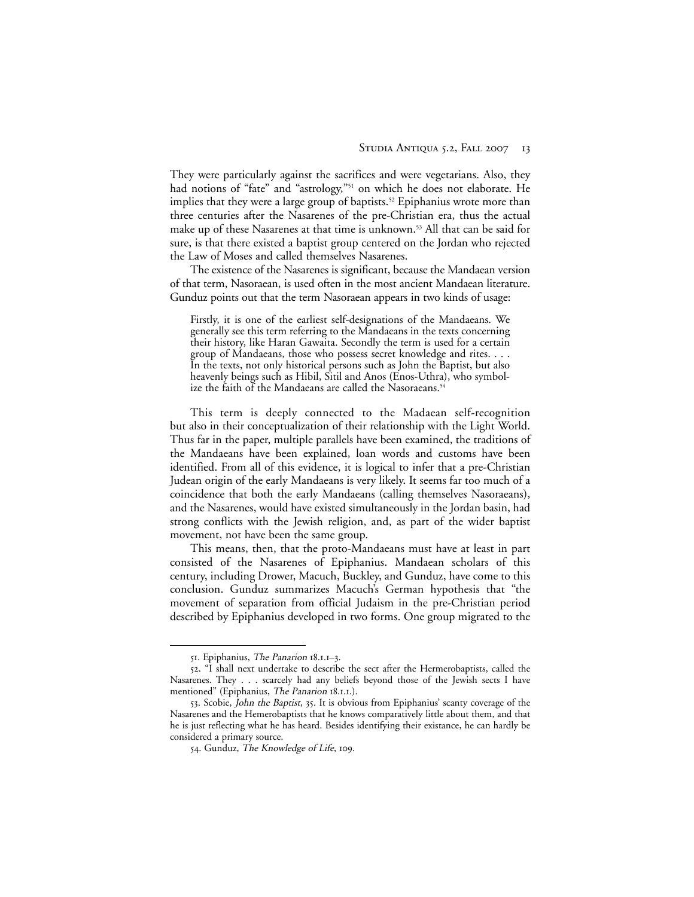They were particularly against the sacrifices and were vegetarians. Also, they had notions of "fate" and "astrology,"[51] on which he does not elaborate. He implies that they were a large group of baptists.[52] Epiphanius wrote more than three centuries after the Nasarenes of the pre-Christian era, thus the actual make up of these Nasarenes at that time is unknown.[53] All that can be said for sure, is that there existed a baptist group centered on the Jordan who rejected the Law of Moses and called themselves Nasarenes.

The existence of the Nasarenes is significant, because the Mandaean version of that term, Nasoraean, is used often in the most ancient Mandaean literature. Gunduz points out that the term Nasoraean appears in two kinds of usage:

> Firstly, it is one of the earliest self-designations of the Mandaeans. We generally see this term referring to the Mandaeans in the texts concerning their history, like Haran Gawaita. Secondly the term is used for a certain group of Mandaeans, those who possess secret knowledge and rites. . . . In the texts, not only historical persons such as John the Baptist, but also heavenly beings such as Hibil, Sitil and Anos (Enos-Uthra), who symbolize the faith of the Mandaeans are called the Nasoraeans.[54]

This term is deeply connected to the Madaean self-recognition but also in their conceptualization of their relationship with the Light World. Thus far in the paper, multiple parallels have been examined, the traditions of the Mandaeans have been explained, loan words and customs have been identified. From all of this evidence, it is logical to infer that a pre-Christian Judean origin of the early Mandaeans is very likely. It seems far too much of a coincidence that both the early Mandaeans (calling themselves Nasoraeans), and the Nasarenes, would have existed simultaneously in the Jordan basin, had strong conflicts with the Jewish religion, and, as part of the wider baptist movement, not have been the same group.

This means, then, that the proto-Mandaeans must have at least in part consisted of the Nasarenes of Epiphanius. Mandaean scholars of this century, including Drower, Macuch, Buckley, and Gunduz, have come to this conclusion. Gunduz summarizes Macuch's German hypothesis that "the movement of separation from official Judaism in the pre-Christian period described by Epiphanius developed in two forms. One group migrated to the

---

51. Epiphanius, *The Panarion* 18.1.1–3.

52. "I shall next undertake to describe the sect after the Hermerobaptists, called the Nasarenes. They . . . scarcely had any beliefs beyond those of the Jewish sects I have mentioned" (Epiphanius, *The Panarion* 18.1.1.).

53. Scobie, *John the Baptist*, 35. It is obvious from Epiphanius' scanty coverage of the Nasarenes and the Hemerobaptists that he knows comparatively little about them, and that he is just reflecting what he has heard. Besides identifying their existance, he can hardly be considered a primary source.

54. Gunduz, *The Knowledge of Life*, 109.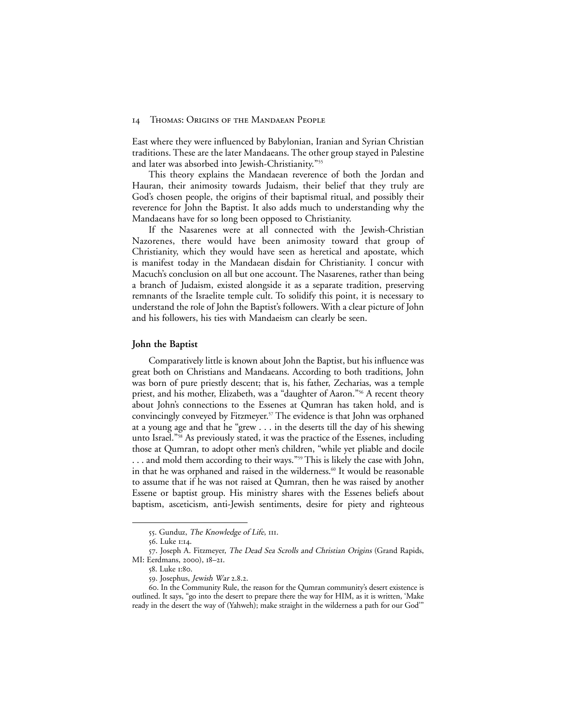East where they were influenced by Babylonian, Iranian and Syrian Christian traditions. These are the later Mandaeans. The other group stayed in Palestine and later was absorbed into Jewish-Christianity."[55]

This theory explains the Mandaean reverence of both the Jordan and Hauran, their animosity towards Judaism, their belief that they truly are God's chosen people, the origins of their baptismal ritual, and possibly their reverence for John the Baptist. It also adds much to understanding why the Mandaeans have for so long been opposed to Christianity.

If the Nasarenes were at all connected with the Jewish-Christian Nazorenes, there would have been animosity toward that group of Christianity, which they would have seen as heretical and apostate, which is manifest today in the Mandaean disdain for Christianity. I concur with Macuch's conclusion on all but one account. The Nasarenes, rather than being a branch of Judaism, existed alongside it as a separate tradition, preserving remnants of the Israelite temple cult. To solidify this point, it is necessary to understand the role of John the Baptist's followers. With a clear picture of John and his followers, his ties with Mandaeism can clearly be seen.

## John the Baptist

Comparatively little is known about John the Baptist, but his influence was great both on Christians and Mandaeans. According to both traditions, John was born of pure priestly descent; that is, his father, Zecharias, was a temple priest, and his mother, Elizabeth, was a "daughter of Aaron."[56] A recent theory about John's connections to the Essenes at Qumran has taken hold, and is convincingly conveyed by Fitzmeyer.[57] The evidence is that John was orphaned at a young age and that he "grew . . . in the deserts till the day of his shewing unto Israel."[58] As previously stated, it was the practice of the Essenes, including those at Qumran, to adopt other men's children, "while yet pliable and docile . . . and mold them according to their ways."[59] This is likely the case with John, in that he was orphaned and raised in the wilderness.[60] It would be reasonable to assume that if he was not raised at Qumran, then he was raised by another Essene or baptist group. His ministry shares with the Essenes beliefs about baptism, asceticism, anti-Jewish sentiments, desire for piety and righteous

---

55. Gunduz, *The Knowledge of Life*, 111.

56. Luke 1:14.

57. Joseph A. Fitzmeyer, *The Dead Sea Scrolls and Christian Origins* (Grand Rapids, MI: Eerdmans, 2000), 18–21.

58. Luke 1:80.

59. Josephus, *Jewish War* 2.8.2.

60. In the Community Rule, the reason for the Qumran community's desert existence is outlined. It says, "go into the desert to prepare there the way for HIM, as it is written, 'Make ready in the desert the way of (Yahweh); make straight in the wilderness a path for our God'"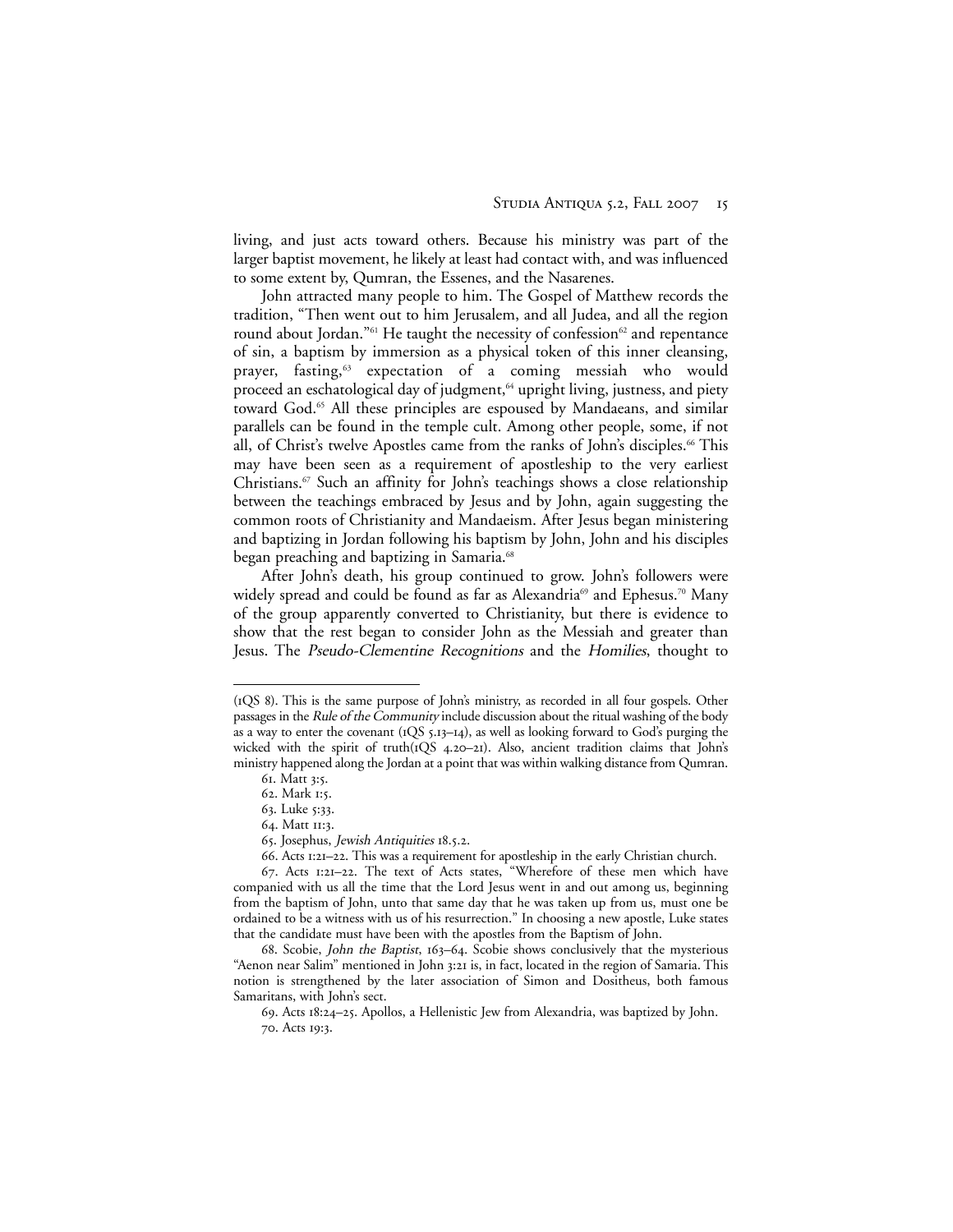living, and just acts toward others. Because his ministry was part of the larger baptist movement, he likely at least had contact with, and was influenced to some extent by, Qumran, the Essenes, and the Nasarenes.

John attracted many people to him. The Gospel of Matthew records the tradition, "Then went out to him Jerusalem, and all Judea, and all the region round about Jordan."[61] He taught the necessity of confession[62] and repentance of sin, a baptism by immersion as a physical token of this inner cleansing, prayer, fasting,[63] expectation of a coming messiah who would proceed an eschatological day of judgment,[64] upright living, justness, and piety toward God.[65] All these principles are espoused by Mandaeans, and similar parallels can be found in the temple cult. Among other people, some, if not all, of Christ's twelve Apostles came from the ranks of John's disciples.[66] This may have been seen as a requirement of apostleship to the very earliest Christians.[67] Such an affinity for John's teachings shows a close relationship between the teachings embraced by Jesus and by John, again suggesting the common roots of Christianity and Mandaeism. After Jesus began ministering and baptizing in Jordan following his baptism by John, John and his disciples began preaching and baptizing in Samaria.[68]

After John's death, his group continued to grow. John's followers were widely spread and could be found as far as Alexandria[69] and Ephesus.[70] Many of the group apparently converted to Christianity, but there is evidence to show that the rest began to consider John as the Messiah and greater than Jesus. The *Pseudo-Clementine Recognitions* and the *Homilies*, thought to

---

(1QS 8). This is the same purpose of John's ministry, as recorded in all four gospels. Other passages in the *Rule of the Community* include discussion about the ritual washing of the body as a way to enter the covenant (1QS 5.13–14), as well as looking forward to God's purging the wicked with the spirit of truth(1QS 4.20–21). Also, ancient tradition claims that John's ministry happened along the Jordan at a point that was within walking distance from Qumran.

61. Matt 3:5.

62. Mark 1:5.

63. Luke 5:33.

64. Matt 11:3.

65. Josephus, *Jewish Antiquities* 18.5.2.

66. Acts 1:21–22. This was a requirement for apostleship in the early Christian church.

67. Acts 1:21–22. The text of Acts states, "Wherefore of these men which have companied with us all the time that the Lord Jesus went in and out among us, beginning from the baptism of John, unto that same day that he was taken up from us, must one be ordained to be a witness with us of his resurrection." In choosing a new apostle, Luke states that the candidate must have been with the apostles from the Baptism of John.

68. Scobie, *John the Baptist*, 163–64. Scobie shows conclusively that the mysterious "Aenon near Salim" mentioned in John 3:21 is, in fact, located in the region of Samaria. This notion is strengthened by the later association of Simon and Dositheus, both famous Samaritans, with John's sect.

69. Acts 18:24–25. Apollos, a Hellenistic Jew from Alexandria, was baptized by John.

70. Acts 19:3.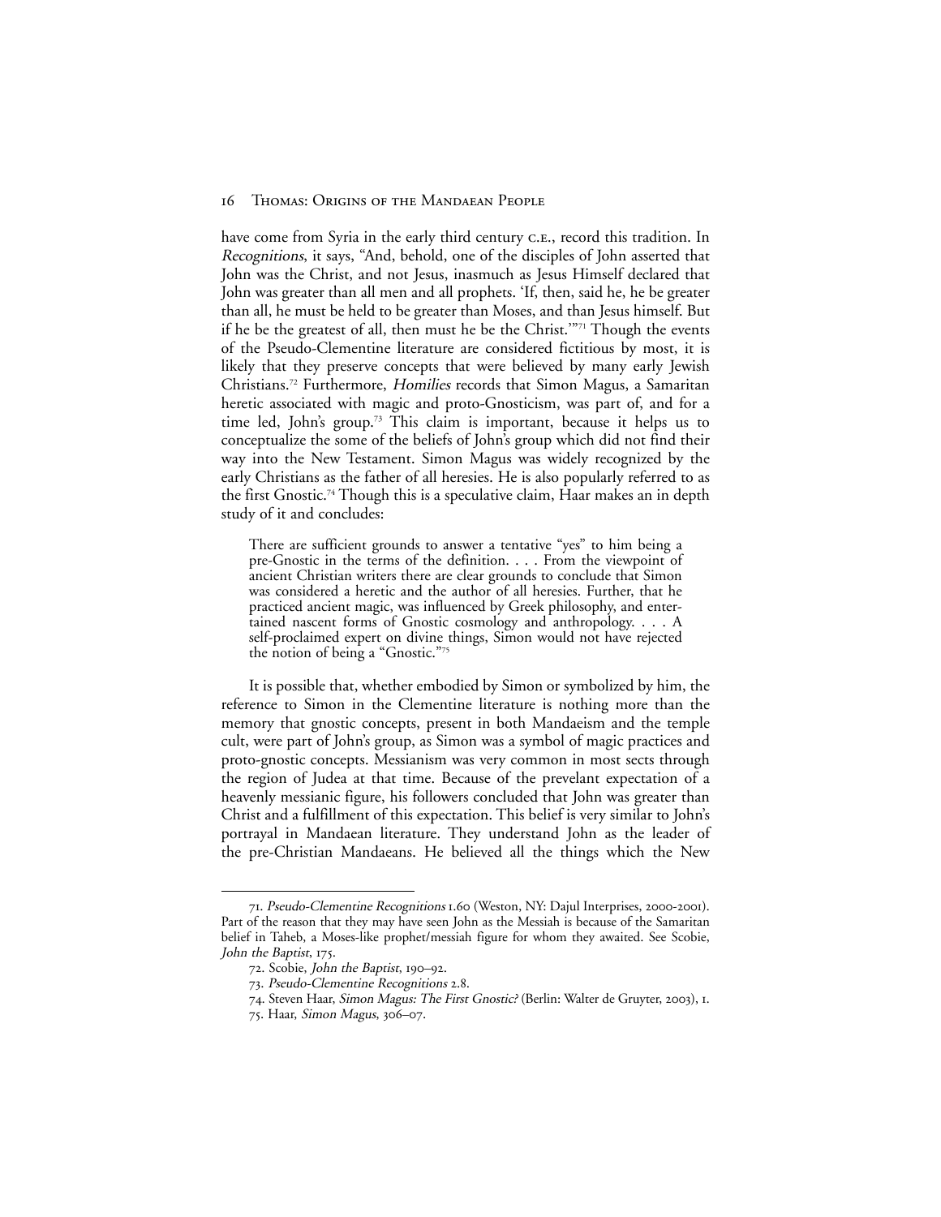have come from Syria in the early third century C.E., record this tradition. In *Recognitions*, it says, "And, behold, one of the disciples of John asserted that John was the Christ, and not Jesus, inasmuch as Jesus Himself declared that John was greater than all men and all prophets. 'If, then, said he, he be greater than all, he must be held to be greater than Moses, and than Jesus himself. But if he be the greatest of all, then must he be the Christ.'"[71] Though the events of the Pseudo-Clementine literature are considered fictitious by most, it is likely that they preserve concepts that were believed by many early Jewish Christians.[72] Furthermore, *Homilies* records that Simon Magus, a Samaritan heretic associated with magic and proto-Gnosticism, was part of, and for a time led, John's group.[73] This claim is important, because it helps us to conceptualize the some of the beliefs of John's group which did not find their way into the New Testament. Simon Magus was widely recognized by the early Christians as the father of all heresies. He is also popularly referred to as the first Gnostic.[74] Though this is a speculative claim, Haar makes an in depth study of it and concludes:

> There are sufficient grounds to answer a tentative "yes" to him being a pre-Gnostic in the terms of the definition. . . . From the viewpoint of ancient Christian writers there are clear grounds to conclude that Simon was considered a heretic and the author of all heresies. Further, that he practiced ancient magic, was influenced by Greek philosophy, and entertained nascent forms of Gnostic cosmology and anthropology. . . . A self-proclaimed expert on divine things, Simon would not have rejected the notion of being a "Gnostic."[75]

It is possible that, whether embodied by Simon or symbolized by him, the reference to Simon in the Clementine literature is nothing more than the memory that gnostic concepts, present in both Mandaeism and the temple cult, were part of John's group, as Simon was a symbol of magic practices and proto-gnostic concepts. Messianism was very common in most sects through the region of Judea at that time. Because of the prevelant expectation of a heavenly messianic figure, his followers concluded that John was greater than Christ and a fulfillment of this expectation. This belief is very similar to John's portrayal in Mandaean literature. They understand John as the leader of the pre-Christian Mandaeans. He believed all the things which the New

---

71. *Pseudo-Clementine Recognitions* 1.60 (Weston, NY: Dajul Interprises, 2000-2001). Part of the reason that they may have seen John as the Messiah is because of the Samaritan belief in Taheb, a Moses-like prophet/messiah figure for whom they awaited. See Scobie, *John the Baptist*, 175.

72. Scobie, *John the Baptist*, 190–92.

73. *Pseudo-Clementine Recognitions* 2.8.

74. Steven Haar, *Simon Magus: The First Gnostic?* (Berlin: Walter de Gruyter, 2003), 1.

75. Haar, *Simon Magus*, 306–07.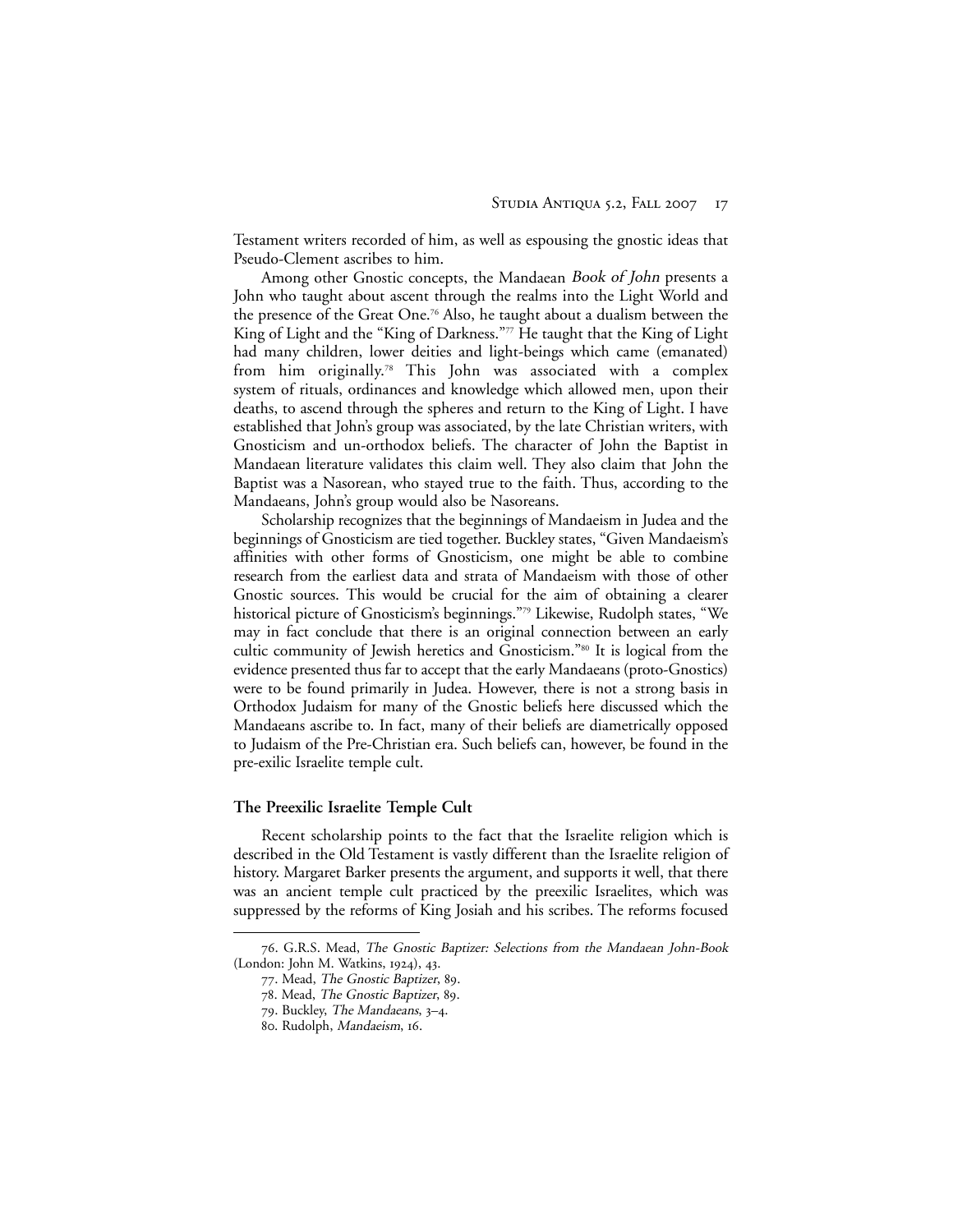Testament writers recorded of him, as well as espousing the gnostic ideas that Pseudo-Clement ascribes to him.

Among other Gnostic concepts, the Mandaean *Book of John* presents a John who taught about ascent through the realms into the Light World and the presence of the Great One.[76] Also, he taught about a dualism between the King of Light and the "King of Darkness."[77] He taught that the King of Light had many children, lower deities and light-beings which came (emanated) from him originally.[78] This John was associated with a complex system of rituals, ordinances and knowledge which allowed men, upon their deaths, to ascend through the spheres and return to the King of Light. I have established that John's group was associated, by the late Christian writers, with Gnosticism and un-orthodox beliefs. The character of John the Baptist in Mandaean literature validates this claim well. They also claim that John the Baptist was a Nasorean, who stayed true to the faith. Thus, according to the Mandaeans, John's group would also be Nasoreans.

Scholarship recognizes that the beginnings of Mandaeism in Judea and the beginnings of Gnosticism are tied together. Buckley states, "Given Mandaeism's affinities with other forms of Gnosticism, one might be able to combine research from the earliest data and strata of Mandaeism with those of other Gnostic sources. This would be crucial for the aim of obtaining a clearer historical picture of Gnosticism's beginnings."[79] Likewise, Rudolph states, "We may in fact conclude that there is an original connection between an early cultic community of Jewish heretics and Gnosticism."[80] It is logical from the evidence presented thus far to accept that the early Mandaeans (proto-Gnostics) were to be found primarily in Judea. However, there is not a strong basis in Orthodox Judaism for many of the Gnostic beliefs here discussed which the Mandaeans ascribe to. In fact, many of their beliefs are diametrically opposed to Judaism of the Pre-Christian era. Such beliefs can, however, be found in the pre-exilic Israelite temple cult.

### The Preexilic Israelite Temple Cult

Recent scholarship points to the fact that the Israelite religion which is described in the Old Testament is vastly different than the Israelite religion of history. Margaret Barker presents the argument, and supports it well, that there was an ancient temple cult practiced by the preexilic Israelites, which was suppressed by the reforms of King Josiah and his scribes. The reforms focused

---

76. G.R.S. Mead, *The Gnostic Baptizer: Selections from the Mandaean John-Book* (London: John M. Watkins, 1924), 43.

77. Mead, *The Gnostic Baptizer*, 89.

78. Mead, *The Gnostic Baptizer*, 89.

79. Buckley, *The Mandaeans*, 3–4.

80. Rudolph, *Mandaeism*, 16.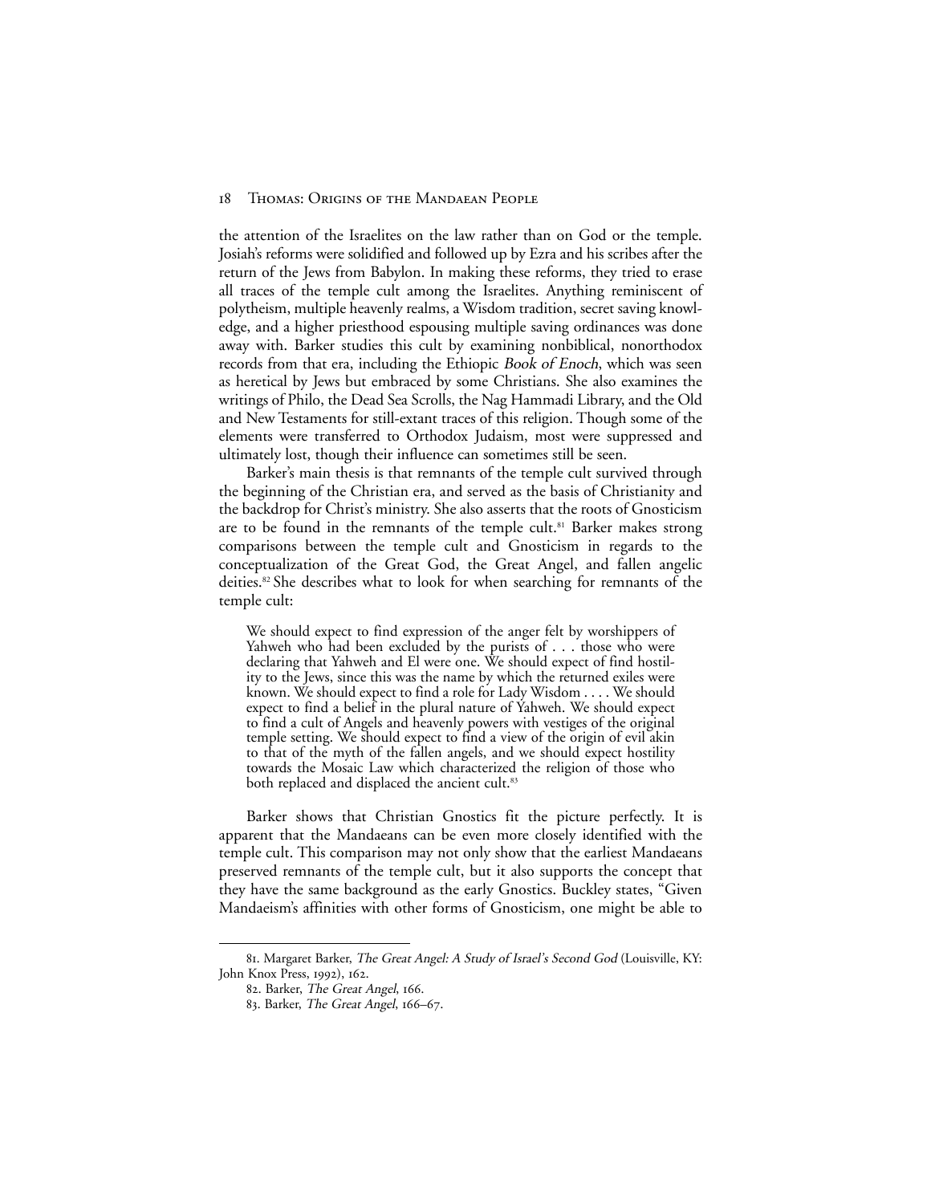the attention of the Israelites on the law rather than on God or the temple. Josiah's reforms were solidified and followed up by Ezra and his scribes after the return of the Jews from Babylon. In making these reforms, they tried to erase all traces of the temple cult among the Israelites. Anything reminiscent of polytheism, multiple heavenly realms, a Wisdom tradition, secret saving knowledge, and a higher priesthood espousing multiple saving ordinances was done away with. Barker studies this cult by examining nonbiblical, nonorthodox records from that era, including the Ethiopic *Book of Enoch*, which was seen as heretical by Jews but embraced by some Christians. She also examines the writings of Philo, the Dead Sea Scrolls, the Nag Hammadi Library, and the Old and New Testaments for still-extant traces of this religion. Though some of the elements were transferred to Orthodox Judaism, most were suppressed and ultimately lost, though their influence can sometimes still be seen.

Barker's main thesis is that remnants of the temple cult survived through the beginning of the Christian era, and served as the basis of Christianity and the backdrop for Christ's ministry. She also asserts that the roots of Gnosticism are to be found in the remnants of the temple cult.[81] Barker makes strong comparisons between the temple cult and Gnosticism in regards to the conceptualization of the Great God, the Great Angel, and fallen angelic deities.[82] She describes what to look for when searching for remnants of the temple cult:

> We should expect to find expression of the anger felt by worshippers of Yahweh who had been excluded by the purists of . . . those who were declaring that Yahweh and El were one. We should expect of find hostility to the Jews, since this was the name by which the returned exiles were known. We should expect to find a role for Lady Wisdom . . . . We should expect to find a belief in the plural nature of Yahweh. We should expect to find a cult of Angels and heavenly powers with vestiges of the original temple setting. We should expect to find a view of the origin of evil akin to that of the myth of the fallen angels, and we should expect hostility towards the Mosaic Law which characterized the religion of those who both replaced and displaced the ancient cult.[83]

Barker shows that Christian Gnostics fit the picture perfectly. It is apparent that the Mandaeans can be even more closely identified with the temple cult. This comparison may not only show that the earliest Mandaeans preserved remnants of the temple cult, but it also supports the concept that they have the same background as the early Gnostics. Buckley states, "Given Mandaeism's affinities with other forms of Gnosticism, one might be able to

---

81. Margaret Barker, *The Great Angel: A Study of Israel's Second God* (Louisville, KY: John Knox Press, 1992), 162.

82. Barker, *The Great Angel*, 166.

83. Barker, *The Great Angel*, 166–67.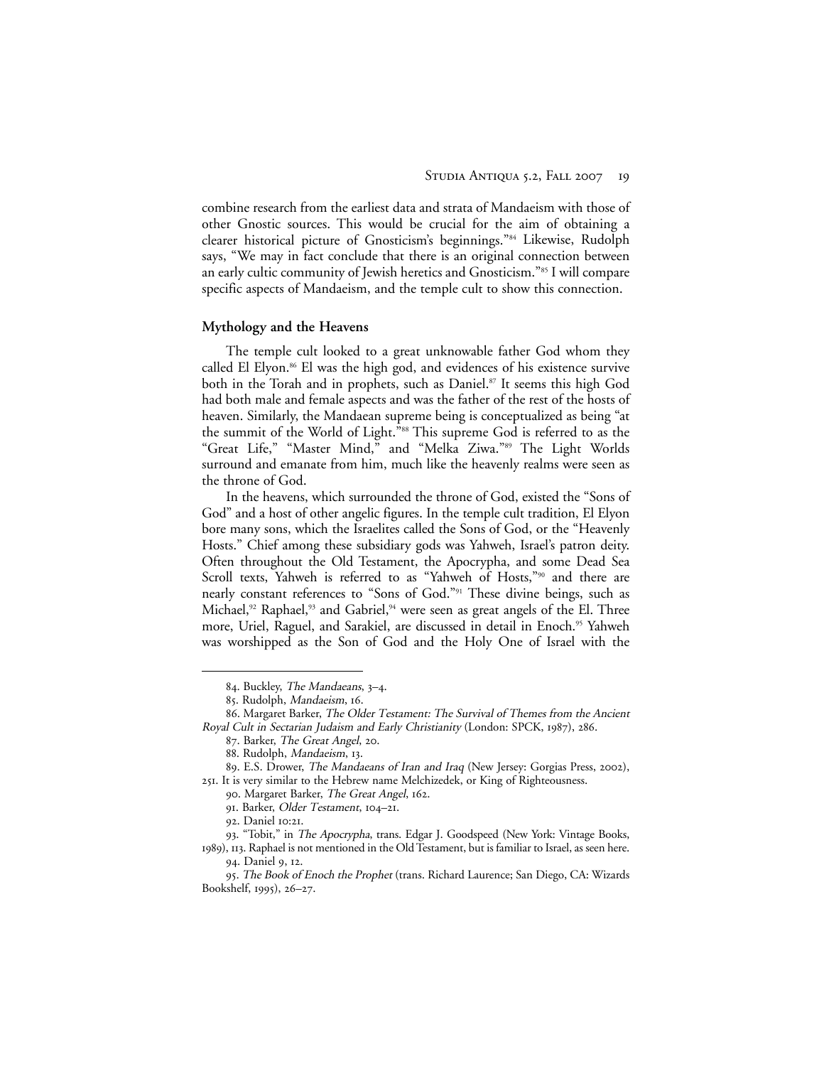combine research from the earliest data and strata of Mandaeism with those of other Gnostic sources. This would be crucial for the aim of obtaining a clearer historical picture of Gnosticism's beginnings."[84] Likewise, Rudolph says, "We may in fact conclude that there is an original connection between an early cultic community of Jewish heretics and Gnosticism."[85] I will compare specific aspects of Mandaeism, and the temple cult to show this connection.

## Mythology and the Heavens

The temple cult looked to a great unknowable father God whom they called El Elyon.[86] El was the high god, and evidences of his existence survive both in the Torah and in prophets, such as Daniel.[87] It seems this high God had both male and female aspects and was the father of the rest of the hosts of heaven. Similarly, the Mandaean supreme being is conceptualized as being "at the summit of the World of Light."[88] This supreme God is referred to as the "Great Life," "Master Mind," and "Melka Ziwa."[89] The Light Worlds surround and emanate from him, much like the heavenly realms were seen as the throne of God.

In the heavens, which surrounded the throne of God, existed the "Sons of God" and a host of other angelic figures. In the temple cult tradition, El Elyon bore many sons, which the Israelites called the Sons of God, or the "Heavenly Hosts." Chief among these subsidiary gods was Yahweh, Israel's patron deity. Often throughout the Old Testament, the Apocrypha, and some Dead Sea Scroll texts, Yahweh is referred to as "Yahweh of Hosts,"[90] and there are nearly constant references to "Sons of God."[91] These divine beings, such as Michael,[92] Raphael,[93] and Gabriel,[94] were seen as great angels of the El. Three more, Uriel, Raguel, and Sarakiel, are discussed in detail in Enoch.[95] Yahweh was worshipped as the Son of God and the Holy One of Israel with the

---

84. Buckley, *The Mandaeans*, 3–4.

85. Rudolph, *Mandaeism*, 16.

86. Margaret Barker, *The Older Testament: The Survival of Themes from the Ancient Royal Cult in Sectarian Judaism and Early Christianity* (London: SPCK, 1987), 286.

87. Barker, *The Great Angel*, 20.

88. Rudolph, *Mandaeism*, 13.

89. E.S. Drower, *The Mandaeans of Iran and Iraq* (New Jersey: Gorgias Press, 2002), 251. It is very similar to the Hebrew name Melchizedek, or King of Righteousness.

90. Margaret Barker, *The Great Angel*, 162.

91. Barker, *Older Testament*, 104–21.

92. Daniel 10:21.

93. "Tobit," in *The Apocrypha*, trans. Edgar J. Goodspeed (New York: Vintage Books, 1989), 113. Raphael is not mentioned in the Old Testament, but is familiar to Israel, as seen here.

94. Daniel 9, 12.

95. *The Book of Enoch the Prophet* (trans. Richard Laurence; San Diego, CA: Wizards Bookshelf, 1995), 26–27.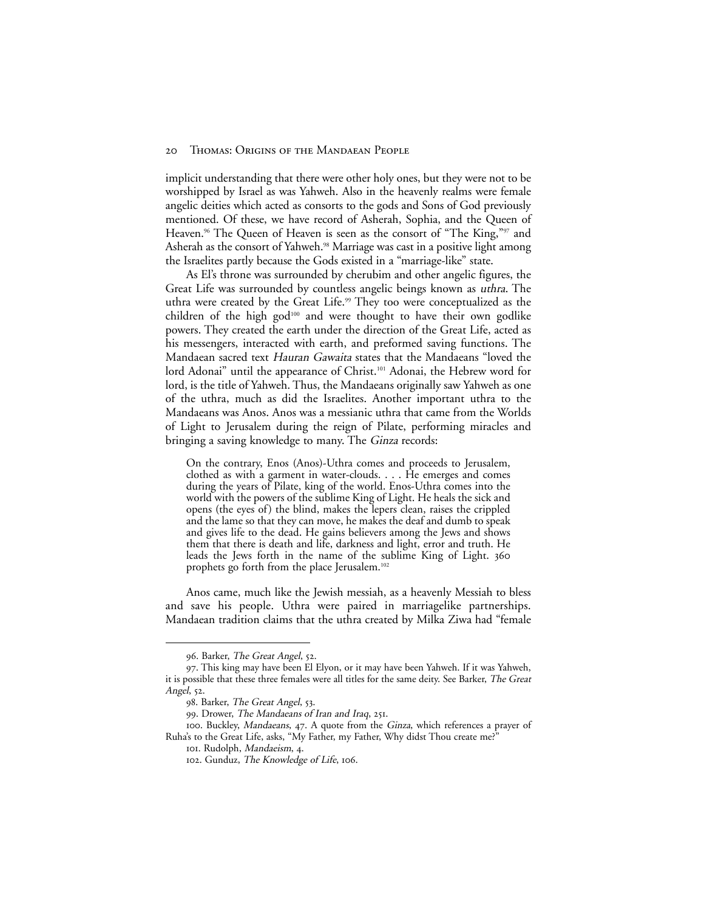implicit understanding that there were other holy ones, but they were not to be worshipped by Israel as was Yahweh. Also in the heavenly realms were female angelic deities which acted as consorts to the gods and Sons of God previously mentioned. Of these, we have record of Asherah, Sophia, and the Queen of Heaven.[96] The Queen of Heaven is seen as the consort of "The King,"[97] and Asherah as the consort of Yahweh.[98] Marriage was cast in a positive light among the Israelites partly because the Gods existed in a "marriage-like" state.

As El's throne was surrounded by cherubim and other angelic figures, the Great Life was surrounded by countless angelic beings known as *uthra*. The uthra were created by the Great Life.[99] They too were conceptualized as the children of the high god[100] and were thought to have their own godlike powers. They created the earth under the direction of the Great Life, acted as his messengers, interacted with earth, and preformed saving functions. The Mandaean sacred text *Hauran Gawaita* states that the Mandaeans "loved the lord Adonai" until the appearance of Christ.[101] Adonai, the Hebrew word for lord, is the title of Yahweh. Thus, the Mandaeans originally saw Yahweh as one of the uthra, much as did the Israelites. Another important uthra to the Mandaeans was Anos. Anos was a messianic uthra that came from the Worlds of Light to Jerusalem during the reign of Pilate, performing miracles and bringing a saving knowledge to many. The *Ginza* records:

> On the contrary, Enos (Anos)-Uthra comes and proceeds to Jerusalem, clothed as with a garment in water-clouds. . . . He emerges and comes during the years of Pilate, king of the world. Enos-Uthra comes into the world with the powers of the sublime King of Light. He heals the sick and opens (the eyes of) the blind, makes the lepers clean, raises the crippled and the lame so that they can move, he makes the deaf and dumb to speak and gives life to the dead. He gains believers among the Jews and shows them that there is death and life, darkness and light, error and truth. He leads the Jews forth in the name of the sublime King of Light. 360 prophets go forth from the place Jerusalem.[102]

Anos came, much like the Jewish messiah, as a heavenly Messiah to bless and save his people. Uthra were paired in marriagelike partnerships. Mandaean tradition claims that the uthra created by Milka Ziwa had "female

---

96. Barker, *The Great Angel*, 52.

97. This king may have been El Elyon, or it may have been Yahweh. If it was Yahweh, it is possible that these three females were all titles for the same deity. See Barker, *The Great Angel*, 52.

98. Barker, *The Great Angel*, 53.

99. Drower, *The Mandaeans of Iran and Iraq*, 251.

100. Buckley, *Mandaeans*, 47. A quote from the *Ginza*, which references a prayer of Ruha's to the Great Life, asks, "My Father, my Father, Why didst Thou create me?"

101. Rudolph, *Mandaeism*, 4.

102. Gunduz, *The Knowledge of Life*, 106.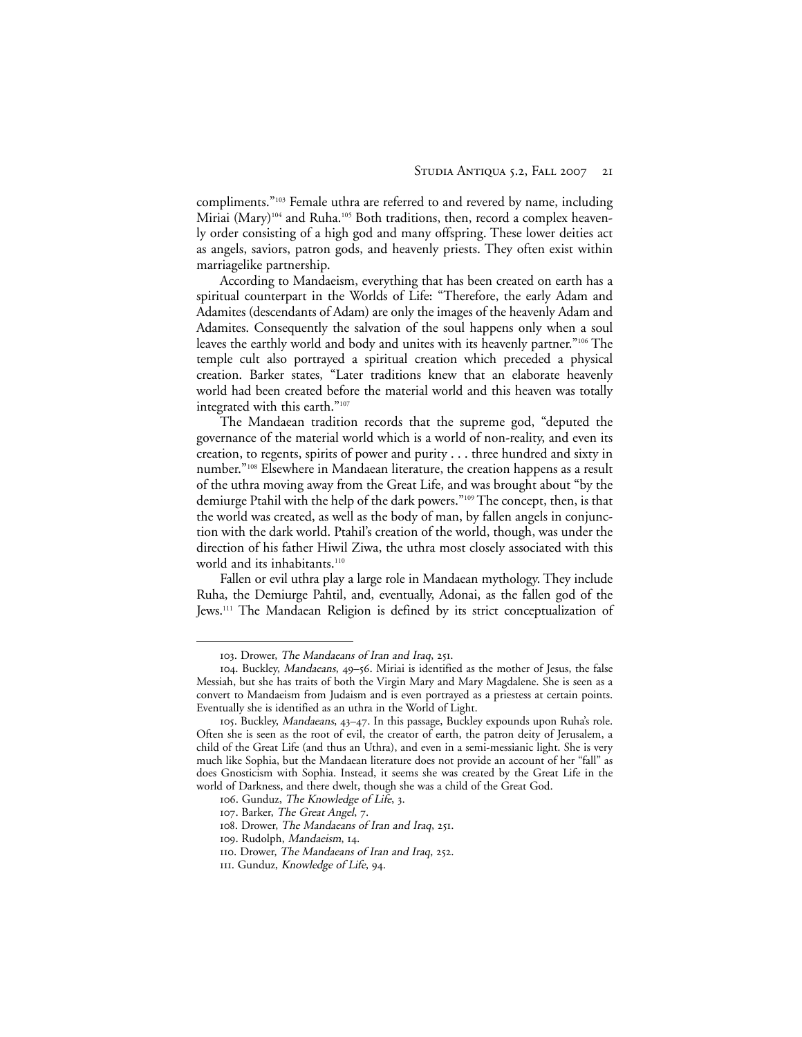compliments."[103] Female uthra are referred to and revered by name, including Miriai (Mary)[104] and Ruha.[105] Both traditions, then, record a complex heavenly order consisting of a high god and many offspring. These lower deities act as angels, saviors, patron gods, and heavenly priests. They often exist within marriagelike partnership.

According to Mandaeism, everything that has been created on earth has a spiritual counterpart in the Worlds of Life: "Therefore, the early Adam and Adamites (descendants of Adam) are only the images of the heavenly Adam and Adamites. Consequently the salvation of the soul happens only when a soul leaves the earthly world and body and unites with its heavenly partner."[106] The temple cult also portrayed a spiritual creation which preceded a physical creation. Barker states, "Later traditions knew that an elaborate heavenly world had been created before the material world and this heaven was totally integrated with this earth."[107]

The Mandaean tradition records that the supreme god, "deputed the governance of the material world which is a world of non-reality, and even its creation, to regents, spirits of power and purity . . . three hundred and sixty in number."[108] Elsewhere in Mandaean literature, the creation happens as a result of the uthra moving away from the Great Life, and was brought about "by the demiurge Ptahil with the help of the dark powers."[109] The concept, then, is that the world was created, as well as the body of man, by fallen angels in conjunction with the dark world. Ptahil's creation of the world, though, was under the direction of his father Hiwil Ziwa, the uthra most closely associated with this world and its inhabitants.[110]

Fallen or evil uthra play a large role in Mandaean mythology. They include Ruha, the Demiurge Pahtil, and, eventually, Adonai, as the fallen god of the Jews.[111] The Mandaean Religion is defined by its strict conceptualization of

---

103. Drower, *The Mandaeans of Iran and Iraq*, 251.

104. Buckley, *Mandaeans*, 49–56. Miriai is identified as the mother of Jesus, the false Messiah, but she has traits of both the Virgin Mary and Mary Magdalene. She is seen as a convert to Mandaeism from Judaism and is even portrayed as a priestess at certain points. Eventually she is identified as an uthra in the World of Light.

105. Buckley, *Mandaeans*, 43–47. In this passage, Buckley expounds upon Ruha's role. Often she is seen as the root of evil, the creator of earth, the patron deity of Jerusalem, a child of the Great Life (and thus an Uthra), and even in a semi-messianic light. She is very much like Sophia, but the Mandaean literature does not provide an account of her "fall" as does Gnosticism with Sophia. Instead, it seems she was created by the Great Life in the world of Darkness, and there dwelt, though she was a child of the Great God.

106. Gunduz, *The Knowledge of Life*, 3.

107. Barker, *The Great Angel*, 7.

108. Drower, *The Mandaeans of Iran and Iraq*, 251.

109. Rudolph, *Mandaeism*, 14.

110. Drower, *The Mandaeans of Iran and Iraq*, 252.

111. Gunduz, *Knowledge of Life*, 94.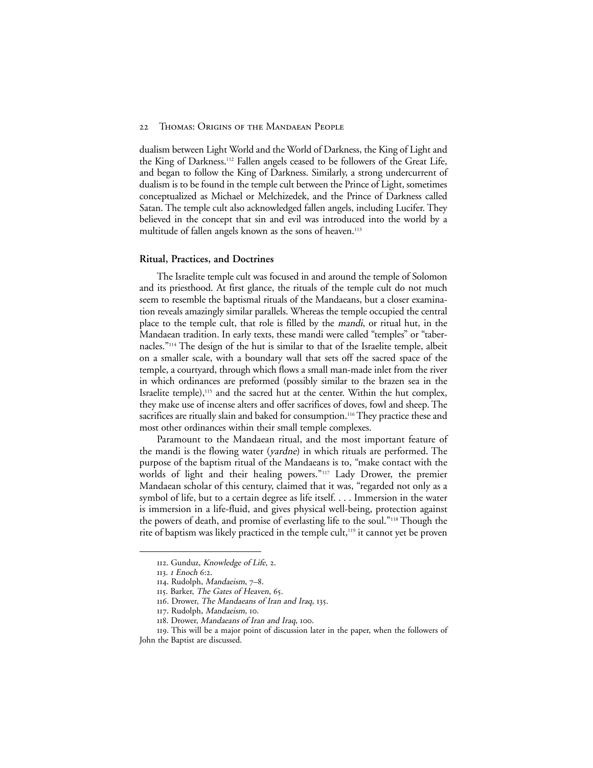dualism between Light World and the World of Darkness, the King of Light and the King of Darkness.[112] Fallen angels ceased to be followers of the Great Life, and began to follow the King of Darkness. Similarly, a strong undercurrent of dualism is to be found in the temple cult between the Prince of Light, sometimes conceptualized as Michael or Melchizedek, and the Prince of Darkness called Satan. The temple cult also acknowledged fallen angels, including Lucifer. They believed in the concept that sin and evil was introduced into the world by a multitude of fallen angels known as the sons of heaven.[113]

## Ritual, Practices, and Doctrines

The Israelite temple cult was focused in and around the temple of Solomon and its priesthood. At first glance, the rituals of the temple cult do not much seem to resemble the baptismal rituals of the Mandaeans, but a closer examination reveals amazingly similar parallels. Whereas the temple occupied the central place to the temple cult, that role is filled by the *mandi*, or ritual hut, in the Mandaean tradition. In early texts, these mandi were called "temples" or "tabernacles."[114] The design of the hut is similar to that of the Israelite temple, albeit on a smaller scale, with a boundary wall that sets off the sacred space of the temple, a courtyard, through which flows a small man-made inlet from the river in which ordinances are preformed (possibly similar to the brazen sea in the Israelite temple),[115] and the sacred hut at the center. Within the hut complex, they make use of incense alters and offer sacrifices of doves, fowl and sheep. The sacrifices are ritually slain and baked for consumption.[116] They practice these and most other ordinances within their small temple complexes.

Paramount to the Mandaean ritual, and the most important feature of the mandi is the flowing water (*yardne*) in which rituals are performed. The purpose of the baptism ritual of the Mandaeans is to, "make contact with the worlds of light and their healing powers."[117] Lady Drower, the premier Mandaean scholar of this century, claimed that it was, "regarded not only as a symbol of life, but to a certain degree as life itself. . . . Immersion in the water is immersion in a life-fluid, and gives physical well-being, protection against the powers of death, and promise of everlasting life to the soul."[118] Though the rite of baptism was likely practiced in the temple cult,[119] it cannot yet be proven

---

112. Gunduz, *Knowledge of Life*, 2.

113. *1 Enoch* 6:2.

114. Rudolph, *Mandaeism*, 7–8.

115. Barker, *The Gates of Heaven*, 65.

116. Drower, *The Mandaeans of Iran and Iraq*, 135.

117. Rudolph, *Mandaeism*, 10.

118. Drower, *Mandaeans of Iran and Iraq*, 100.

119. This will be a major point of discussion later in the paper, when the followers of John the Baptist are discussed.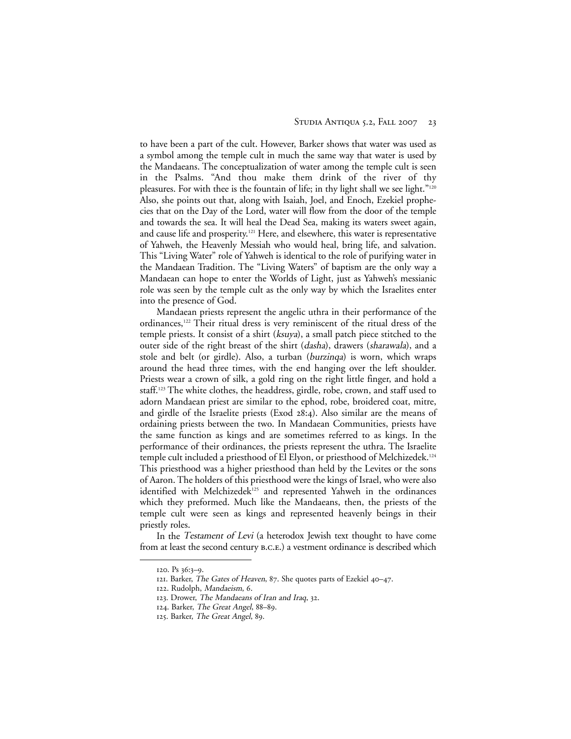to have been a part of the cult. However, Barker shows that water was used as a symbol among the temple cult in much the same way that water is used by the Mandaeans. The conceptualization of water among the temple cult is seen in the Psalms. "And thou make them drink of the river of thy pleasures. For with thee is the fountain of life; in thy light shall we see light."[120] Also, she points out that, along with Isaiah, Joel, and Enoch, Ezekiel prophecies that on the Day of the Lord, water will flow from the door of the temple and towards the sea. It will heal the Dead Sea, making its waters sweet again, and cause life and prosperity.[121] Here, and elsewhere, this water is representative of Yahweh, the Heavenly Messiah who would heal, bring life, and salvation. This "Living Water" role of Yahweh is identical to the role of purifying water in the Mandaean Tradition. The "Living Waters" of baptism are the only way a Mandaean can hope to enter the Worlds of Light, just as Yahweh's messianic role was seen by the temple cult as the only way by which the Israelites enter into the presence of God.

Mandaean priests represent the angelic uthra in their performance of the ordinances,[122] Their ritual dress is very reminiscent of the ritual dress of the temple priests. It consist of a shirt (*ksuya*), a small patch piece stitched to the outer side of the right breast of the shirt (*dasha*), drawers (*sharawala*), and a stole and belt (or girdle). Also, a turban (*burzinqa*) is worn, which wraps around the head three times, with the end hanging over the left shoulder. Priests wear a crown of silk, a gold ring on the right little finger, and hold a staff.[123] The white clothes, the headdress, girdle, robe, crown, and staff used to adorn Mandaean priest are similar to the ephod, robe, broidered coat, mitre, and girdle of the Israelite priests (Exod 28:4). Also similar are the means of ordaining priests between the two. In Mandaean Communities, priests have the same function as kings and are sometimes referred to as kings. In the performance of their ordinances, the priests represent the uthra. The Israelite temple cult included a priesthood of El Elyon, or priesthood of Melchizedek.[124] This priesthood was a higher priesthood than held by the Levites or the sons of Aaron. The holders of this priesthood were the kings of Israel, who were also identified with Melchizedek[125] and represented Yahweh in the ordinances which they preformed. Much like the Mandaeans, then, the priests of the temple cult were seen as kings and represented heavenly beings in their priestly roles.

In the *Testament of Levi* (a heterodox Jewish text thought to have come from at least the second century B.C.E.) a vestment ordinance is described which

---

120. Ps 36:3–9.

121. Barker, *The Gates of Heaven*, 87. She quotes parts of Ezekiel 40–47.

122. Rudolph, *Mandaeism*, 6.

123. Drower, *The Mandaeans of Iran and Iraq*, 32.

124. Barker, *The Great Angel*, 88–89.

125. Barker, *The Great Angel*, 89.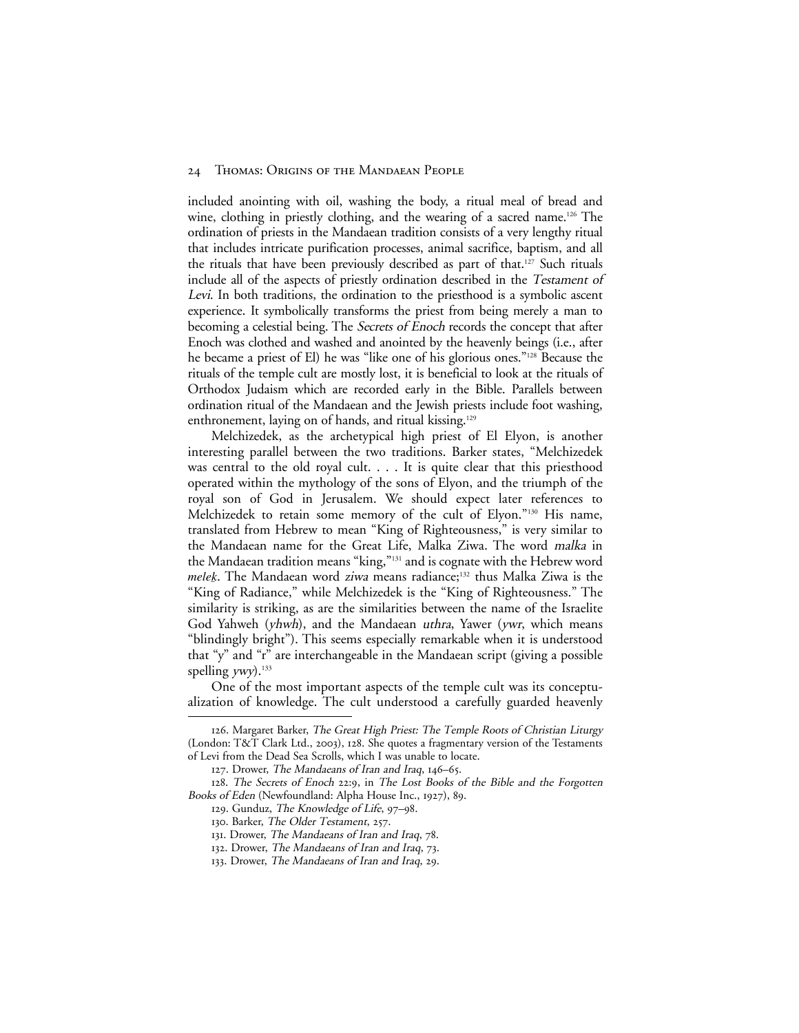included anointing with oil, washing the body, a ritual meal of bread and wine, clothing in priestly clothing, and the wearing of a sacred name.[126] The ordination of priests in the Mandaean tradition consists of a very lengthy ritual that includes intricate purification processes, animal sacrifice, baptism, and all the rituals that have been previously described as part of that.[127] Such rituals include all of the aspects of priestly ordination described in the *Testament of Levi*. In both traditions, the ordination to the priesthood is a symbolic ascent experience. It symbolically transforms the priest from being merely a man to becoming a celestial being. The *Secrets of Enoch* records the concept that after Enoch was clothed and washed and anointed by the heavenly beings (i.e., after he became a priest of El) he was "like one of his glorious ones."[128] Because the rituals of the temple cult are mostly lost, it is beneficial to look at the rituals of Orthodox Judaism which are recorded early in the Bible. Parallels between ordination ritual of the Mandaean and the Jewish priests include foot washing, enthronement, laying on of hands, and ritual kissing.[129]

Melchizedek, as the archetypical high priest of El Elyon, is another interesting parallel between the two traditions. Barker states, "Melchizedek was central to the old royal cult. . . . It is quite clear that this priesthood operated within the mythology of the sons of Elyon, and the triumph of the royal son of God in Jerusalem. We should expect later references to Melchizedek to retain some memory of the cult of Elyon."[130] His name, translated from Hebrew to mean "King of Righteousness," is very similar to the Mandaean name for the Great Life, Malka Ziwa. The word *malka* in the Mandaean tradition means "king,"[131] and is cognate with the Hebrew word *meleḵ*. The Mandaean word *ziwa* means radiance;[132] thus Malka Ziwa is the "King of Radiance," while Melchizedek is the "King of Righteousness." The similarity is striking, as are the similarities between the name of the Israelite God Yahweh (*yhwh*), and the Mandaean *uthra*, Yawer (*ywr*, which means "blindingly bright"). This seems especially remarkable when it is understood that "y" and "r" are interchangeable in the Mandaean script (giving a possible spelling *ywy*).[133]

One of the most important aspects of the temple cult was its conceptualization of knowledge. The cult understood a carefully guarded heavenly

---

126. Margaret Barker, *The Great High Priest: The Temple Roots of Christian Liturgy* (London: T&T Clark Ltd., 2003), 128. She quotes a fragmentary version of the Testaments of Levi from the Dead Sea Scrolls, which I was unable to locate.

127. Drower, *The Mandaeans of Iran and Iraq*, 146–65.

128. *The Secrets of Enoch* 22:9, in *The Lost Books of the Bible and the Forgotten Books of Eden* (Newfoundland: Alpha House Inc., 1927), 89.

129. Gunduz, *The Knowledge of Life*, 97–98.

130. Barker, *The Older Testament*, 257.

131. Drower, *The Mandaeans of Iran and Iraq*, 78.

132. Drower, *The Mandaeans of Iran and Iraq*, 73.

133. Drower, *The Mandaeans of Iran and Iraq*, 29.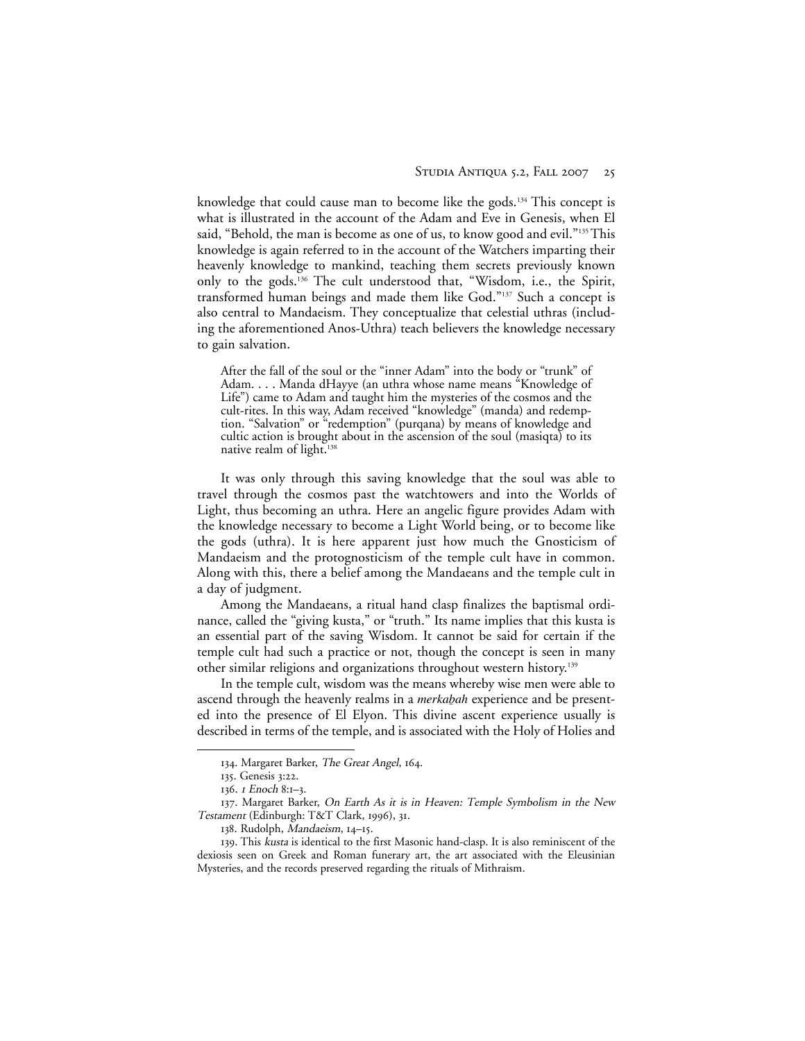knowledge that could cause man to become like the gods.[134] This concept is what is illustrated in the account of the Adam and Eve in Genesis, when El said, "Behold, the man is become as one of us, to know good and evil."[135] This knowledge is again referred to in the account of the Watchers imparting their heavenly knowledge to mankind, teaching them secrets previously known only to the gods.[136] The cult understood that, "Wisdom, i.e., the Spirit, transformed human beings and made them like God."[137] Such a concept is also central to Mandaeism. They conceptualize that celestial uthras (including the aforementioned Anos-Uthra) teach believers the knowledge necessary to gain salvation.

> After the fall of the soul or the "inner Adam" into the body or "trunk" of Adam. . . . Manda dHayye (an uthra whose name means "Knowledge of Life") came to Adam and taught him the mysteries of the cosmos and the cult-rites. In this way, Adam received "knowledge" (manda) and redemption. "Salvation" or "redemption" (purqana) by means of knowledge and cultic action is brought about in the ascension of the soul (masiqta) to its native realm of light.[138]

It was only through this saving knowledge that the soul was able to travel through the cosmos past the watchtowers and into the Worlds of Light, thus becoming an uthra. Here an angelic figure provides Adam with the knowledge necessary to become a Light World being, or to become like the gods (uthra). It is here apparent just how much the Gnosticism of Mandaeism and the protognosticism of the temple cult have in common. Along with this, there a belief among the Mandaeans and the temple cult in a day of judgment.

Among the Mandaeans, a ritual hand clasp finalizes the baptismal ordinance, called the "giving kusta," or "truth." Its name implies that this kusta is an essential part of the saving Wisdom. It cannot be said for certain if the temple cult had such a practice or not, though the concept is seen in many other similar religions and organizations throughout western history.[139]

In the temple cult, wisdom was the means whereby wise men were able to ascend through the heavenly realms in a *merkaḇah* experience and be presented into the presence of El Elyon. This divine ascent experience usually is described in terms of the temple, and is associated with the Holy of Holies and

---

134. Margaret Barker, *The Great Angel*, 164.

135. Genesis 3:22.

136. *1 Enoch* 8:1–3.

137. Margaret Barker, *On Earth As it is in Heaven: Temple Symbolism in the New Testament* (Edinburgh: T&T Clark, 1996), 31.

138. Rudolph, *Mandaeism*, 14–15.

139. This *kusta* is identical to the first Masonic hand-clasp. It is also reminiscent of the dexiosis seen on Greek and Roman funerary art, the art associated with the Eleusinian Mysteries, and the records preserved regarding the rituals of Mithraism.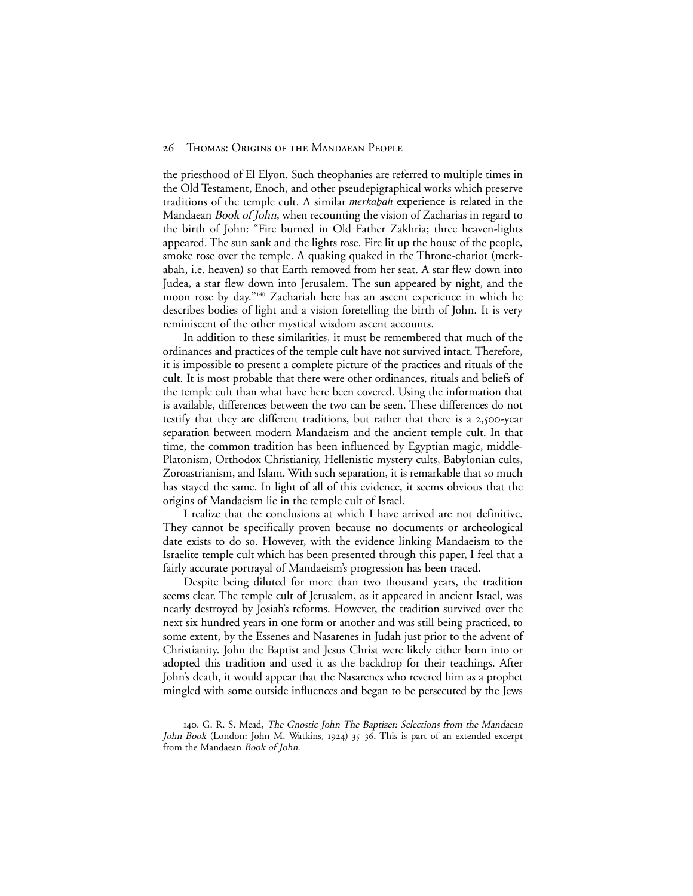the priesthood of El Elyon. Such theophanies are referred to multiple times in the Old Testament, Enoch, and other pseudepigraphical works which preserve traditions of the temple cult. A similar *merkaḇah* experience is related in the Mandaean *Book of John*, when recounting the vision of Zacharias in regard to the birth of John: "Fire burned in Old Father Zakhria; three heaven-lights appeared. The sun sank and the lights rose. Fire lit up the house of the people, smoke rose over the temple. A quaking quaked in the Throne-chariot (merkabah, i.e. heaven) so that Earth removed from her seat. A star flew down into Judea, a star flew down into Jerusalem. The sun appeared by night, and the moon rose by day."[140] Zachariah here has an ascent experience in which he describes bodies of light and a vision foretelling the birth of John. It is very reminiscent of the other mystical wisdom ascent accounts.

In addition to these similarities, it must be remembered that much of the ordinances and practices of the temple cult have not survived intact. Therefore, it is impossible to present a complete picture of the practices and rituals of the cult. It is most probable that there were other ordinances, rituals and beliefs of the temple cult than what have here been covered. Using the information that is available, differences between the two can be seen. These differences do not testify that they are different traditions, but rather that there is a 2,500-year separation between modern Mandaeism and the ancient temple cult. In that time, the common tradition has been influenced by Egyptian magic, middle-Platonism, Orthodox Christianity, Hellenistic mystery cults, Babylonian cults, Zoroastrianism, and Islam. With such separation, it is remarkable that so much has stayed the same. In light of all of this evidence, it seems obvious that the origins of Mandaeism lie in the temple cult of Israel.

I realize that the conclusions at which I have arrived are not definitive. They cannot be specifically proven because no documents or archeological date exists to do so. However, with the evidence linking Mandaeism to the Israelite temple cult which has been presented through this paper, I feel that a fairly accurate portrayal of Mandaeism's progression has been traced.

Despite being diluted for more than two thousand years, the tradition seems clear. The temple cult of Jerusalem, as it appeared in ancient Israel, was nearly destroyed by Josiah's reforms. However, the tradition survived over the next six hundred years in one form or another and was still being practiced, to some extent, by the Essenes and Nasarenes in Judah just prior to the advent of Christianity. John the Baptist and Jesus Christ were likely either born into or adopted this tradition and used it as the backdrop for their teachings. After John's death, it would appear that the Nasarenes who revered him as a prophet mingled with some outside influences and began to be persecuted by the Jews

---

140. G. R. S. Mead, *The Gnostic John The Baptizer: Selections from the Mandaean John-Book* (London: John M. Watkins, 1924) 35–36. This is part of an extended excerpt from the Mandaean *Book of John*.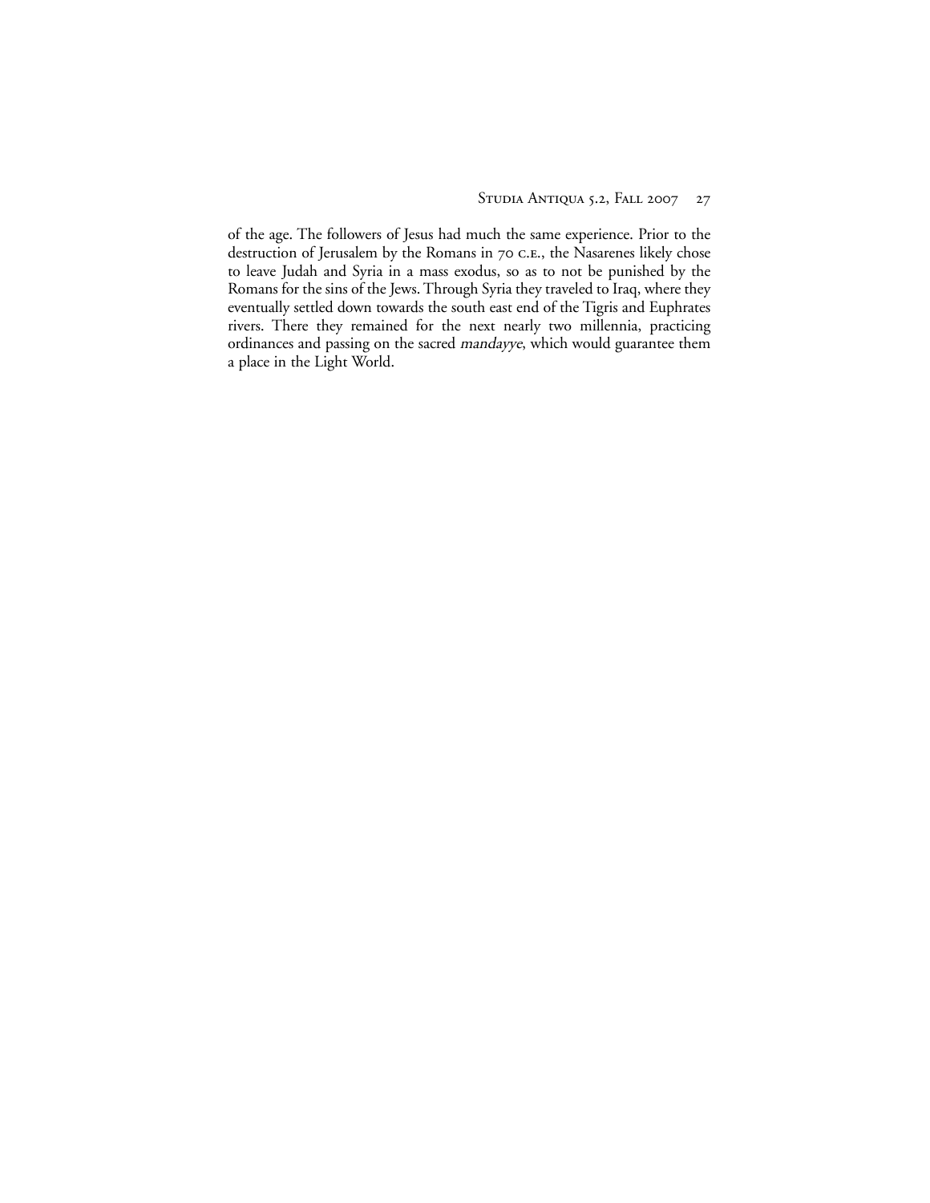of the age. The followers of Jesus had much the same experience. Prior to the destruction of Jerusalem by the Romans in 70 C.E., the Nasarenes likely chose to leave Judah and Syria in a mass exodus, so as to not be punished by the Romans for the sins of the Jews. Through Syria they traveled to Iraq, where they eventually settled down towards the south east end of the Tigris and Euphrates rivers. There they remained for the next nearly two millennia, practicing ordinances and passing on the sacred *mandayye*, which would guarantee them a place in the Light World.